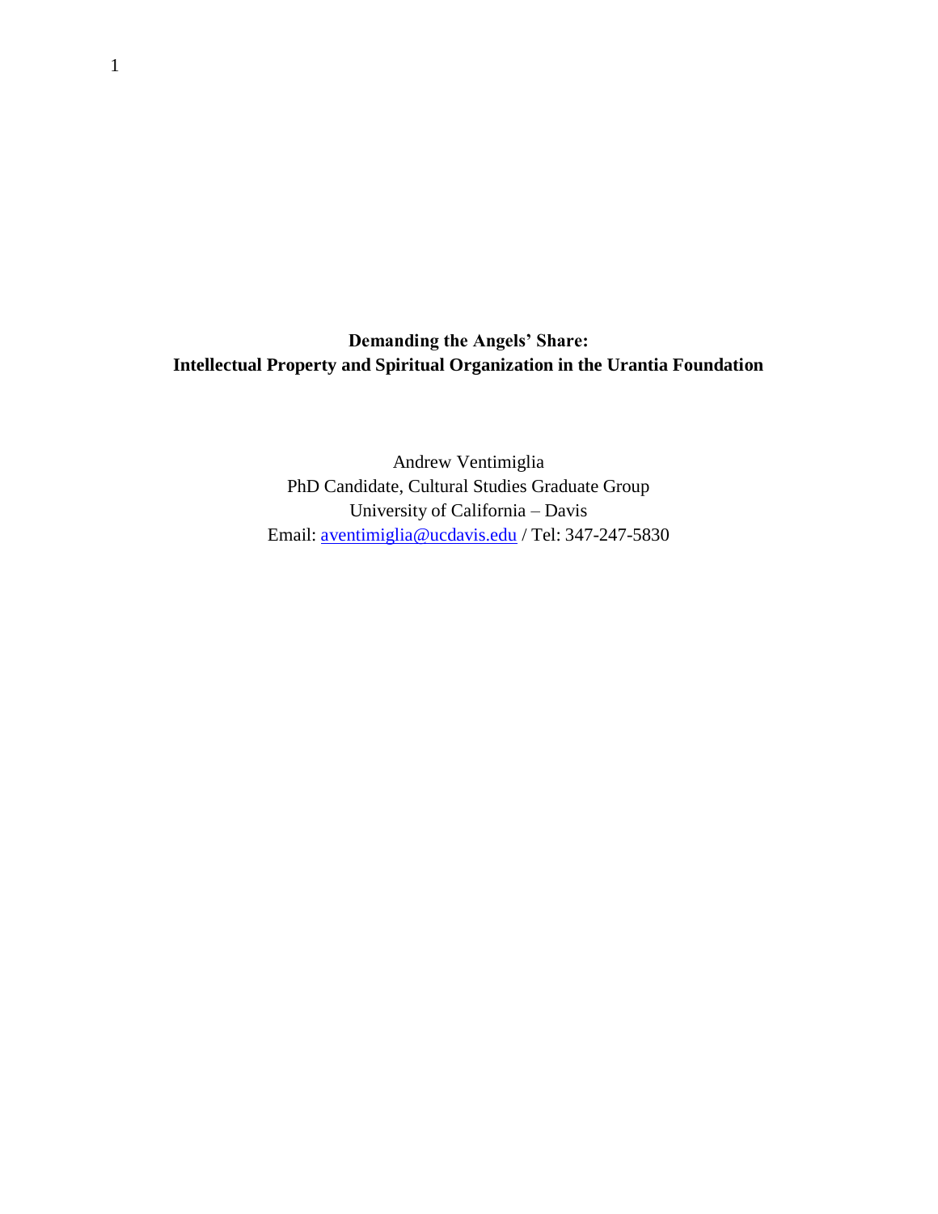# Demanding the Angels' Share: Intellectual Property and Spiritual Organization in the Urantia Foundation

Andrew Ventimiglia
PhD Candidate, Cultural Studies Graduate Group
University of California – Davis
Email: aventimiglia@ucdavis.edu / Tel: 347-247-5830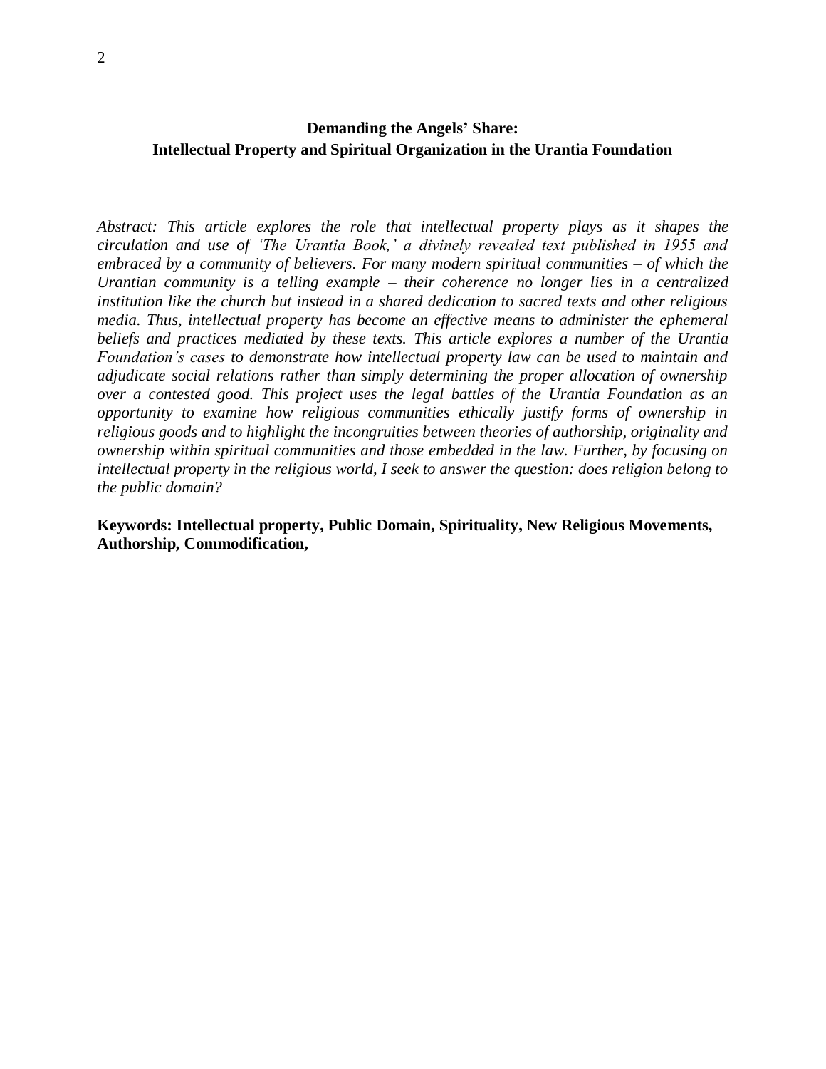# Demanding the Angels' Share: Intellectual Property and Spiritual Organization in the Urantia Foundation

*Abstract: This article explores the role that intellectual property plays as it shapes the circulation and use of 'The Urantia Book,' a divinely revealed text published in 1955 and embraced by a community of believers. For many modern spiritual communities – of which the Urantian community is a telling example – their coherence no longer lies in a centralized institution like the church but instead in a shared dedication to sacred texts and other religious media. Thus, intellectual property has become an effective means to administer the ephemeral beliefs and practices mediated by these texts. This article explores a number of the Urantia Foundation's cases to demonstrate how intellectual property law can be used to maintain and adjudicate social relations rather than simply determining the proper allocation of ownership over a contested good. This project uses the legal battles of the Urantia Foundation as an opportunity to examine how religious communities ethically justify forms of ownership in religious goods and to highlight the incongruities between theories of authorship, originality and ownership within spiritual communities and those embedded in the law. Further, by focusing on intellectual property in the religious world, I seek to answer the question: does religion belong to the public domain?*

**Keywords: Intellectual property, Public Domain, Spirituality, New Religious Movements, Authorship, Commodification,**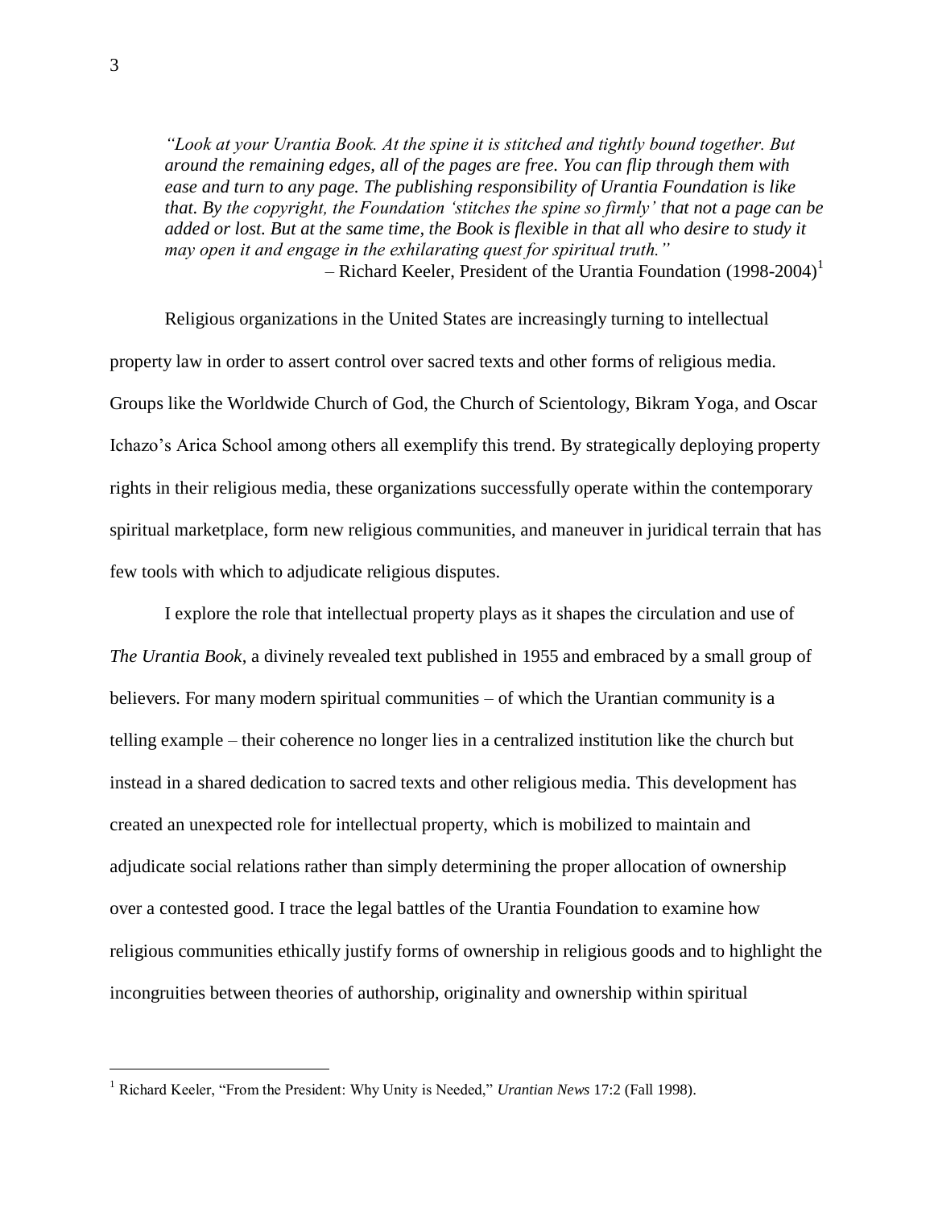*"Look at your Urantia Book. At the spine it is stitched and tightly bound together. But around the remaining edges, all of the pages are free. You can flip through them with ease and turn to any page. The publishing responsibility of Urantia Foundation is like that. By the copyright, the Foundation 'stitches the spine so firmly' that not a page can be added or lost. But at the same time, the Book is flexible in that all who desire to study it may open it and engage in the exhilarating quest for spiritual truth."*

– Richard Keeler, President of the Urantia Foundation (1998-2004)[1]

Religious organizations in the United States are increasingly turning to intellectual property law in order to assert control over sacred texts and other forms of religious media. Groups like the Worldwide Church of God, the Church of Scientology, Bikram Yoga, and Oscar Ichazo's Arica School among others all exemplify this trend. By strategically deploying property rights in their religious media, these organizations successfully operate within the contemporary spiritual marketplace, form new religious communities, and maneuver in juridical terrain that has few tools with which to adjudicate religious disputes.

I explore the role that intellectual property plays as it shapes the circulation and use of *The Urantia Book*, a divinely revealed text published in 1955 and embraced by a small group of believers. For many modern spiritual communities – of which the Urantian community is a telling example – their coherence no longer lies in a centralized institution like the church but instead in a shared dedication to sacred texts and other religious media. This development has created an unexpected role for intellectual property, which is mobilized to maintain and adjudicate social relations rather than simply determining the proper allocation of ownership over a contested good. I trace the legal battles of the Urantia Foundation to examine how religious communities ethically justify forms of ownership in religious goods and to highlight the incongruities between theories of authorship, originality and ownership within spiritual

[1] Richard Keeler, "From the President: Why Unity is Needed," *Urantian News* 17:2 (Fall 1998).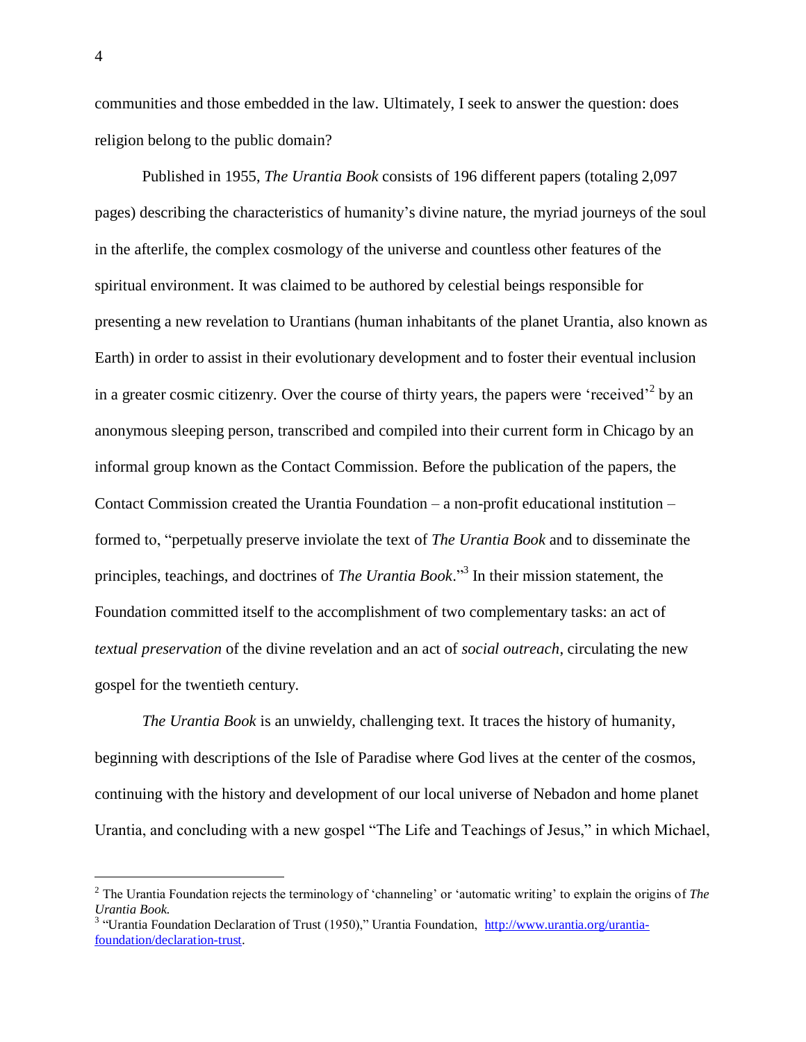communities and those embedded in the law. Ultimately, I seek to answer the question: does religion belong to the public domain?

Published in 1955, *The Urantia Book* consists of 196 different papers (totaling 2,097 pages) describing the characteristics of humanity's divine nature, the myriad journeys of the soul in the afterlife, the complex cosmology of the universe and countless other features of the spiritual environment. It was claimed to be authored by celestial beings responsible for presenting a new revelation to Urantians (human inhabitants of the planet Urantia, also known as Earth) in order to assist in their evolutionary development and to foster their eventual inclusion in a greater cosmic citizenry. Over the course of thirty years, the papers were 'received'[2] by an anonymous sleeping person, transcribed and compiled into their current form in Chicago by an informal group known as the Contact Commission. Before the publication of the papers, the Contact Commission created the Urantia Foundation – a non-profit educational institution – formed to, "perpetually preserve inviolate the text of *The Urantia Book* and to disseminate the principles, teachings, and doctrines of *The Urantia Book*."[3] In their mission statement, the Foundation committed itself to the accomplishment of two complementary tasks: an act of *textual preservation* of the divine revelation and an act of *social outreach*, circulating the new gospel for the twentieth century.

*The Urantia Book* is an unwieldy, challenging text. It traces the history of humanity, beginning with descriptions of the Isle of Paradise where God lives at the center of the cosmos, continuing with the history and development of our local universe of Nebadon and home planet Urantia, and concluding with a new gospel "The Life and Teachings of Jesus," in which Michael,

---

[2] The Urantia Foundation rejects the terminology of 'channeling' or 'automatic writing' to explain the origins of *The Urantia Book.*

[3] "Urantia Foundation Declaration of Trust (1950)," Urantia Foundation, http://www.urantia.org/urantia-foundation/declaration-trust.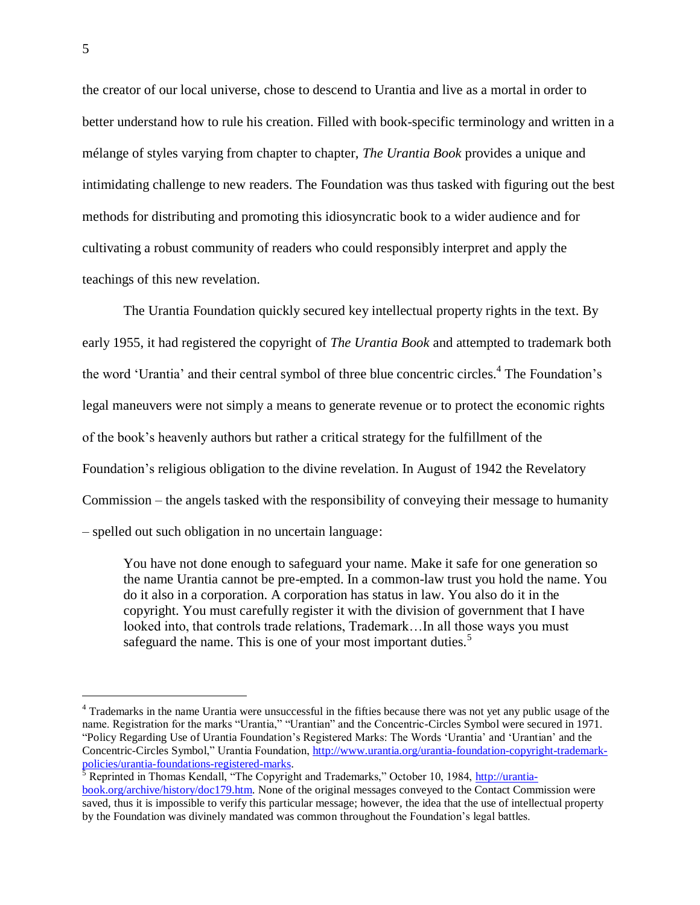the creator of our local universe, chose to descend to Urantia and live as a mortal in order to better understand how to rule his creation. Filled with book-specific terminology and written in a mélange of styles varying from chapter to chapter, *The Urantia Book* provides a unique and intimidating challenge to new readers. The Foundation was thus tasked with figuring out the best methods for distributing and promoting this idiosyncratic book to a wider audience and for cultivating a robust community of readers who could responsibly interpret and apply the teachings of this new revelation.

The Urantia Foundation quickly secured key intellectual property rights in the text. By early 1955, it had registered the copyright of *The Urantia Book* and attempted to trademark both the word 'Urantia' and their central symbol of three blue concentric circles.[4] The Foundation's legal maneuvers were not simply a means to generate revenue or to protect the economic rights of the book's heavenly authors but rather a critical strategy for the fulfillment of the Foundation's religious obligation to the divine revelation. In August of 1942 the Revelatory Commission – the angels tasked with the responsibility of conveying their message to humanity – spelled out such obligation in no uncertain language:

> You have not done enough to safeguard your name. Make it safe for one generation so the name Urantia cannot be pre-empted. In a common-law trust you hold the name. You do it also in a corporation. A corporation has status in law. You also do it in the copyright. You must carefully register it with the division of government that I have looked into, that controls trade relations, Trademark…In all those ways you must safeguard the name. This is one of your most important duties.[5]

---

[4] Trademarks in the name Urantia were unsuccessful in the fifties because there was not yet any public usage of the name. Registration for the marks "Urantia," "Urantian" and the Concentric-Circles Symbol were secured in 1971. "Policy Regarding Use of Urantia Foundation's Registered Marks: The Words 'Urantia' and 'Urantian' and the Concentric-Circles Symbol," Urantia Foundation, http://www.urantia.org/urantia-foundation-copyright-trademark-policies/urantia-foundations-registered-marks.

[5] Reprinted in Thomas Kendall, "The Copyright and Trademarks," October 10, 1984, http://urantia-book.org/archive/history/doc179.htm. None of the original messages conveyed to the Contact Commission were saved, thus it is impossible to verify this particular message; however, the idea that the use of intellectual property by the Foundation was divinely mandated was common throughout the Foundation's legal battles.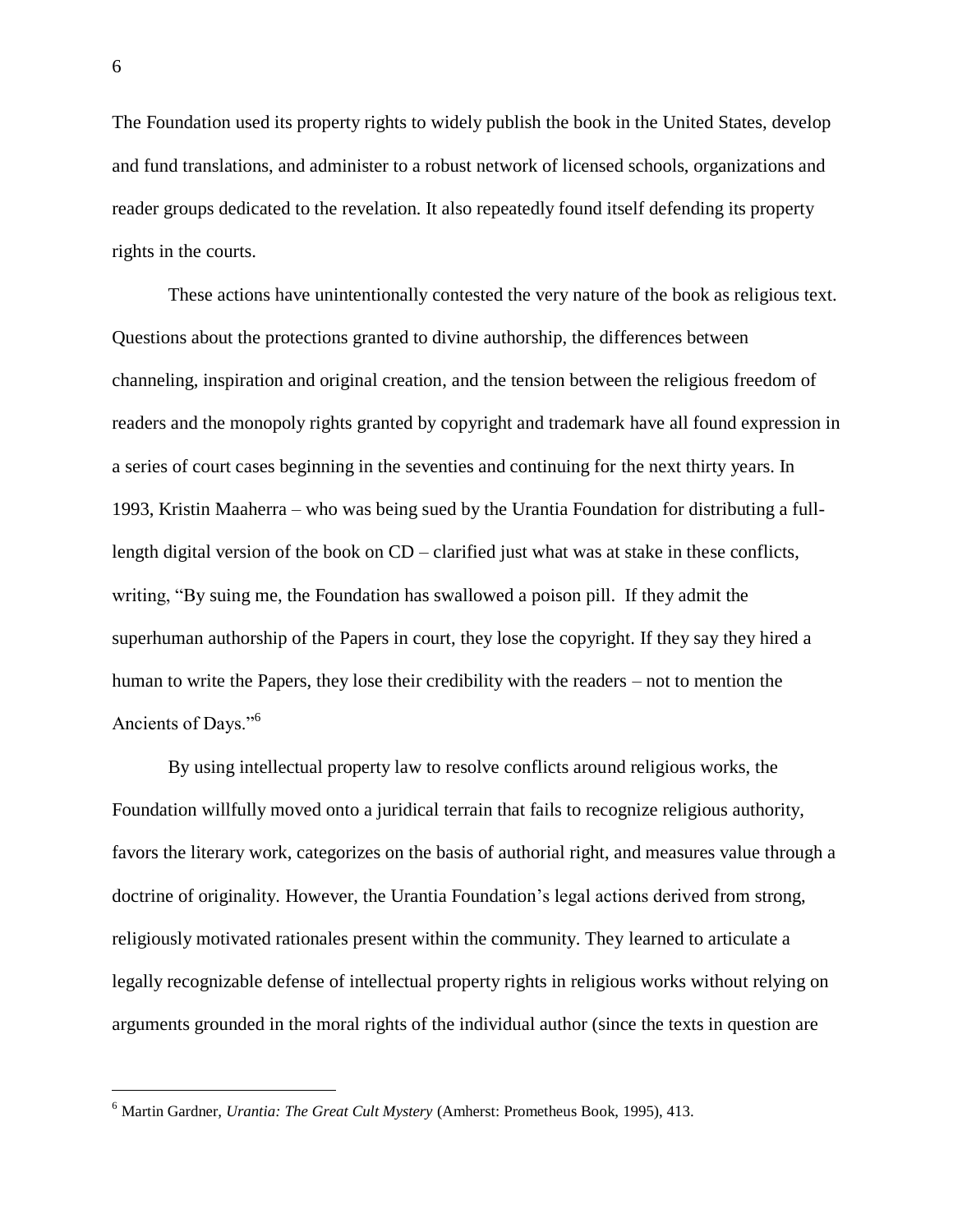The Foundation used its property rights to widely publish the book in the United States, develop and fund translations, and administer to a robust network of licensed schools, organizations and reader groups dedicated to the revelation. It also repeatedly found itself defending its property rights in the courts.

These actions have unintentionally contested the very nature of the book as religious text. Questions about the protections granted to divine authorship, the differences between channeling, inspiration and original creation, and the tension between the religious freedom of readers and the monopoly rights granted by copyright and trademark have all found expression in a series of court cases beginning in the seventies and continuing for the next thirty years. In 1993, Kristin Maaherra – who was being sued by the Urantia Foundation for distributing a full-length digital version of the book on CD – clarified just what was at stake in these conflicts, writing, "By suing me, the Foundation has swallowed a poison pill. If they admit the superhuman authorship of the Papers in court, they lose the copyright. If they say they hired a human to write the Papers, they lose their credibility with the readers – not to mention the Ancients of Days."[6]

By using intellectual property law to resolve conflicts around religious works, the Foundation willfully moved onto a juridical terrain that fails to recognize religious authority, favors the literary work, categorizes on the basis of authorial right, and measures value through a doctrine of originality. However, the Urantia Foundation's legal actions derived from strong, religiously motivated rationales present within the community. They learned to articulate a legally recognizable defense of intellectual property rights in religious works without relying on arguments grounded in the moral rights of the individual author (since the texts in question are

[6] Martin Gardner, *Urantia: The Great Cult Mystery* (Amherst: Prometheus Book, 1995), 413.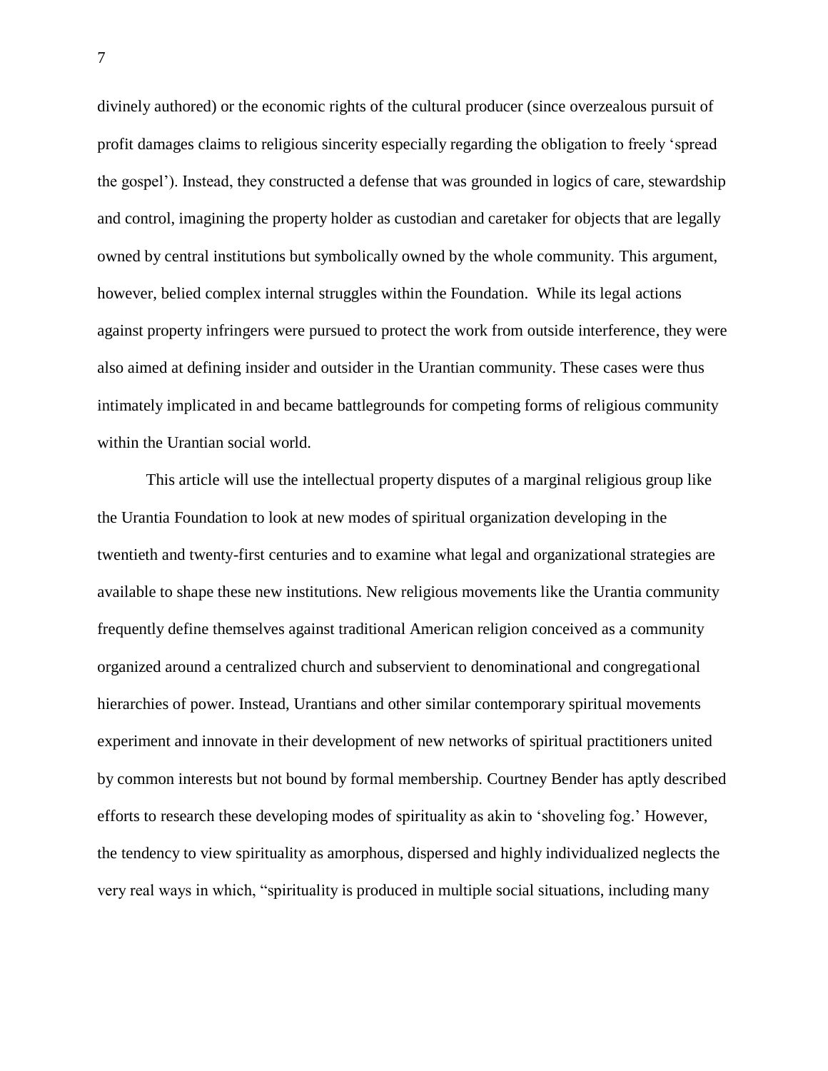divinely authored) or the economic rights of the cultural producer (since overzealous pursuit of profit damages claims to religious sincerity especially regarding the obligation to freely 'spread the gospel'). Instead, they constructed a defense that was grounded in logics of care, stewardship and control, imagining the property holder as custodian and caretaker for objects that are legally owned by central institutions but symbolically owned by the whole community. This argument, however, belied complex internal struggles within the Foundation. While its legal actions against property infringers were pursued to protect the work from outside interference, they were also aimed at defining insider and outsider in the Urantian community. These cases were thus intimately implicated in and became battlegrounds for competing forms of religious community within the Urantian social world.

This article will use the intellectual property disputes of a marginal religious group like the Urantia Foundation to look at new modes of spiritual organization developing in the twentieth and twenty-first centuries and to examine what legal and organizational strategies are available to shape these new institutions. New religious movements like the Urantia community frequently define themselves against traditional American religion conceived as a community organized around a centralized church and subservient to denominational and congregational hierarchies of power. Instead, Urantians and other similar contemporary spiritual movements experiment and innovate in their development of new networks of spiritual practitioners united by common interests but not bound by formal membership. Courtney Bender has aptly described efforts to research these developing modes of spirituality as akin to 'shoveling fog.' However, the tendency to view spirituality as amorphous, dispersed and highly individualized neglects the very real ways in which, "spirituality is produced in multiple social situations, including many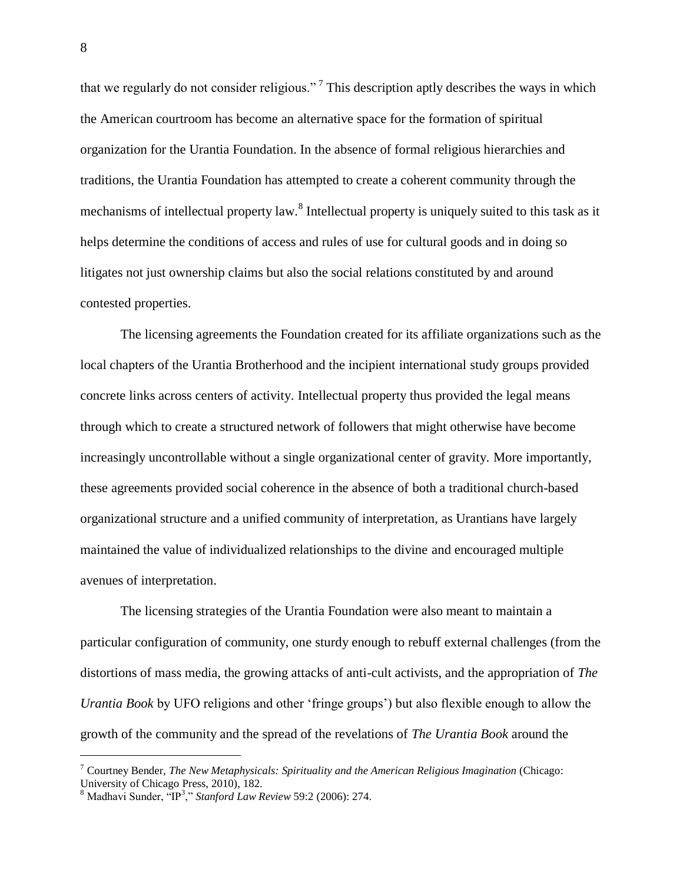that we regularly do not consider religious."[7] This description aptly describes the ways in which the American courtroom has become an alternative space for the formation of spiritual organization for the Urantia Foundation. In the absence of formal religious hierarchies and traditions, the Urantia Foundation has attempted to create a coherent community through the mechanisms of intellectual property law.[8] Intellectual property is uniquely suited to this task as it helps determine the conditions of access and rules of use for cultural goods and in doing so litigates not just ownership claims but also the social relations constituted by and around contested properties.

The licensing agreements the Foundation created for its affiliate organizations such as the local chapters of the Urantia Brotherhood and the incipient international study groups provided concrete links across centers of activity. Intellectual property thus provided the legal means through which to create a structured network of followers that might otherwise have become increasingly uncontrollable without a single organizational center of gravity. More importantly, these agreements provided social coherence in the absence of both a traditional church-based organizational structure and a unified community of interpretation, as Urantians have largely maintained the value of individualized relationships to the divine and encouraged multiple avenues of interpretation.

The licensing strategies of the Urantia Foundation were also meant to maintain a particular configuration of community, one sturdy enough to rebuff external challenges (from the distortions of mass media, the growing attacks of anti-cult activists, and the appropriation of *The Urantia Book* by UFO religions and other 'fringe groups') but also flexible enough to allow the growth of the community and the spread of the revelations of *The Urantia Book* around the

---

[7] Courtney Bender, *The New Metaphysicals: Spirituality and the American Religious Imagination* (Chicago: University of Chicago Press, 2010), 182.

[8] Madhavi Sunder, "IP$^3$," *Stanford Law Review* 59:2 (2006): 274.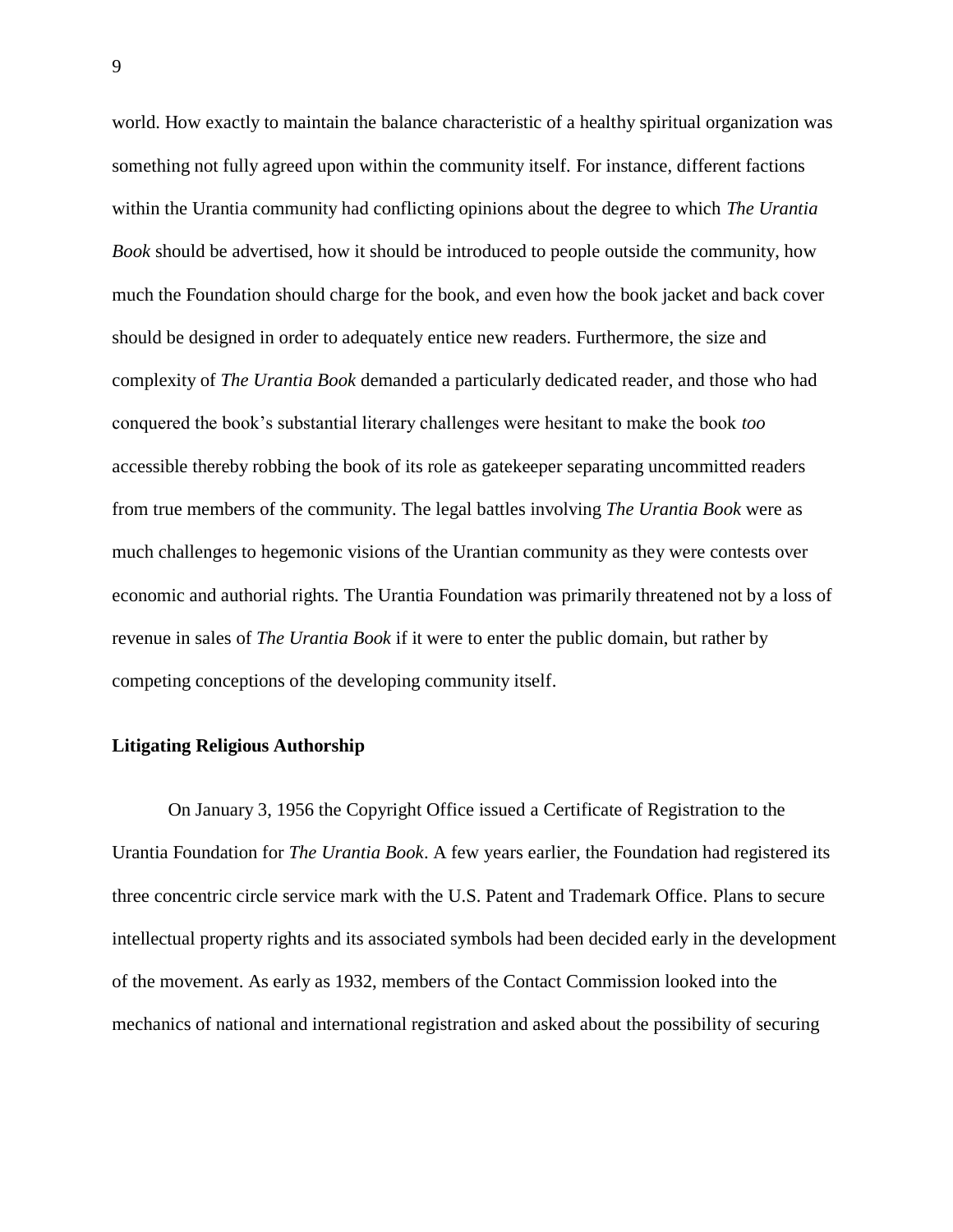world. How exactly to maintain the balance characteristic of a healthy spiritual organization was something not fully agreed upon within the community itself. For instance, different factions within the Urantia community had conflicting opinions about the degree to which *The Urantia Book* should be advertised, how it should be introduced to people outside the community, how much the Foundation should charge for the book, and even how the book jacket and back cover should be designed in order to adequately entice new readers. Furthermore, the size and complexity of *The Urantia Book* demanded a particularly dedicated reader, and those who had conquered the book's substantial literary challenges were hesitant to make the book *too* accessible thereby robbing the book of its role as gatekeeper separating uncommitted readers from true members of the community. The legal battles involving *The Urantia Book* were as much challenges to hegemonic visions of the Urantian community as they were contests over economic and authorial rights. The Urantia Foundation was primarily threatened not by a loss of revenue in sales of *The Urantia Book* if it were to enter the public domain, but rather by competing conceptions of the developing community itself.

**Litigating Religious Authorship**

On January 3, 1956 the Copyright Office issued a Certificate of Registration to the Urantia Foundation for *The Urantia Book*. A few years earlier, the Foundation had registered its three concentric circle service mark with the U.S. Patent and Trademark Office. Plans to secure intellectual property rights and its associated symbols had been decided early in the development of the movement. As early as 1932, members of the Contact Commission looked into the mechanics of national and international registration and asked about the possibility of securing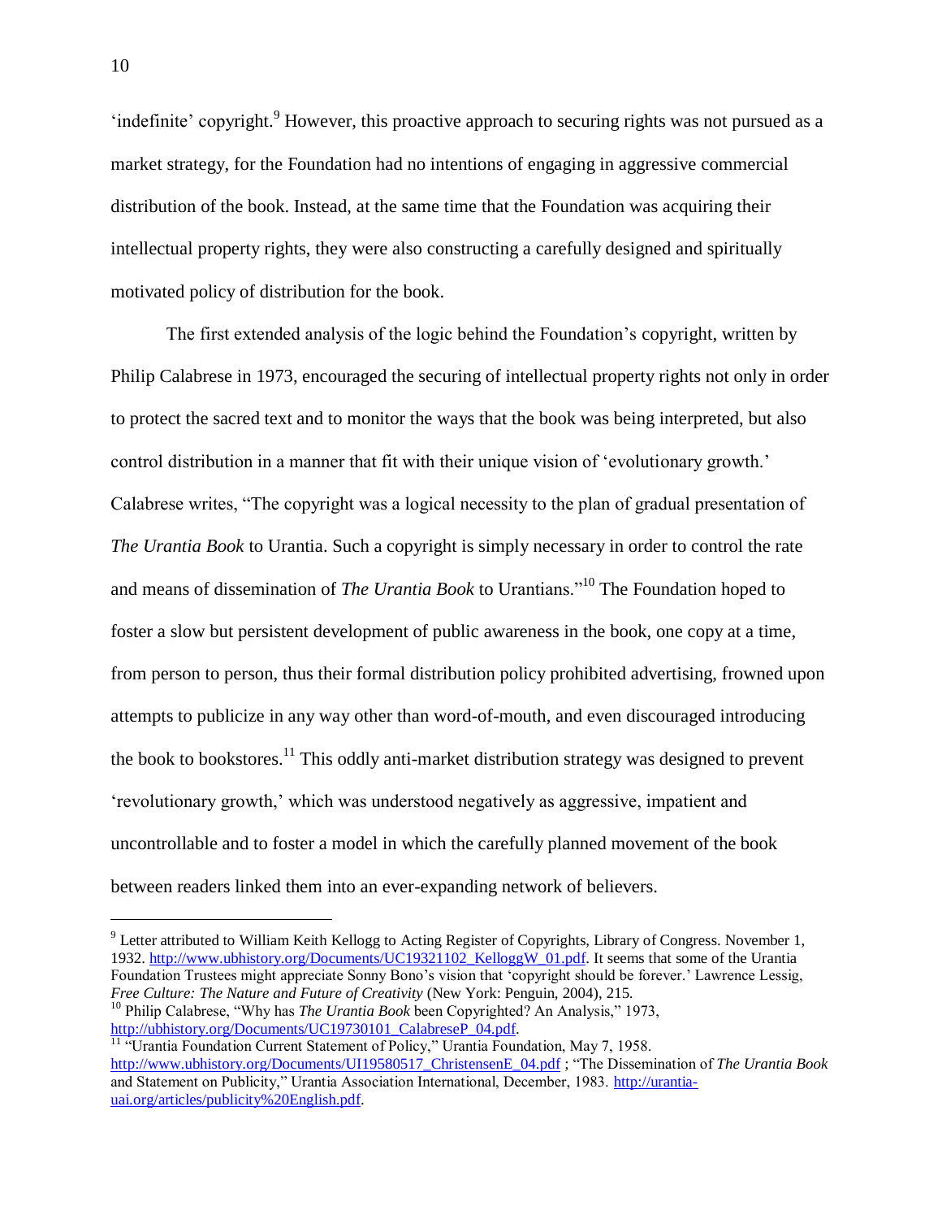'indefinite' copyright.[9] However, this proactive approach to securing rights was not pursued as a market strategy, for the Foundation had no intentions of engaging in aggressive commercial distribution of the book. Instead, at the same time that the Foundation was acquiring their intellectual property rights, they were also constructing a carefully designed and spiritually motivated policy of distribution for the book.

The first extended analysis of the logic behind the Foundation's copyright, written by Philip Calabrese in 1973, encouraged the securing of intellectual property rights not only in order to protect the sacred text and to monitor the ways that the book was being interpreted, but also control distribution in a manner that fit with their unique vision of 'evolutionary growth.' Calabrese writes, "The copyright was a logical necessity to the plan of gradual presentation of *The Urantia Book* to Urantia. Such a copyright is simply necessary in order to control the rate and means of dissemination of *The Urantia Book* to Urantians."[10] The Foundation hoped to foster a slow but persistent development of public awareness in the book, one copy at a time, from person to person, thus their formal distribution policy prohibited advertising, frowned upon attempts to publicize in any way other than word-of-mouth, and even discouraged introducing the book to bookstores.[11] This oddly anti-market distribution strategy was designed to prevent 'revolutionary growth,' which was understood negatively as aggressive, impatient and uncontrollable and to foster a model in which the carefully planned movement of the book between readers linked them into an ever-expanding network of believers.

---

[9] Letter attributed to William Keith Kellogg to Acting Register of Copyrights, Library of Congress. November 1, 1932. http://www.ubhistory.org/Documents/UC19321102_KelloggW_01.pdf. It seems that some of the Urantia Foundation Trustees might appreciate Sonny Bono's vision that 'copyright should be forever.' Lawrence Lessig, *Free Culture: The Nature and Future of Creativity* (New York: Penguin, 2004), 215.

[10] Philip Calabrese, "Why has *The Urantia Book* been Copyrighted? An Analysis," 1973, http://ubhistory.org/Documents/UC19730101_CalabreseP_04.pdf.

[11] "Urantia Foundation Current Statement of Policy," Urantia Foundation, May 7, 1958. http://www.ubhistory.org/Documents/UI19580517_ChristensenE_04.pdf ; "The Dissemination of *The Urantia Book* and Statement on Publicity," Urantia Association International, December, 1983. http://urantia-uai.org/articles/publicity%20English.pdf.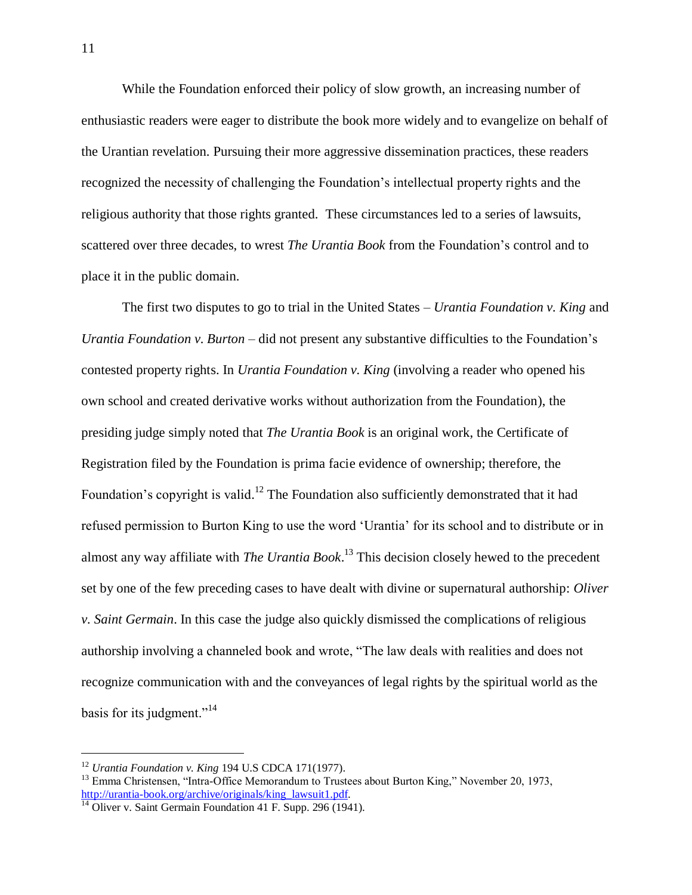While the Foundation enforced their policy of slow growth, an increasing number of enthusiastic readers were eager to distribute the book more widely and to evangelize on behalf of the Urantian revelation. Pursuing their more aggressive dissemination practices, these readers recognized the necessity of challenging the Foundation's intellectual property rights and the religious authority that those rights granted. These circumstances led to a series of lawsuits, scattered over three decades, to wrest *The Urantia Book* from the Foundation's control and to place it in the public domain.

The first two disputes to go to trial in the United States – *Urantia Foundation v. King* and *Urantia Foundation v. Burton* – did not present any substantive difficulties to the Foundation's contested property rights. In *Urantia Foundation v. King* (involving a reader who opened his own school and created derivative works without authorization from the Foundation), the presiding judge simply noted that *The Urantia Book* is an original work, the Certificate of Registration filed by the Foundation is prima facie evidence of ownership; therefore, the Foundation's copyright is valid.[12] The Foundation also sufficiently demonstrated that it had refused permission to Burton King to use the word 'Urantia' for its school and to distribute or in almost any way affiliate with *The Urantia Book*.[13] This decision closely hewed to the precedent set by one of the few preceding cases to have dealt with divine or supernatural authorship: *Oliver v. Saint Germain*. In this case the judge also quickly dismissed the complications of religious authorship involving a channeled book and wrote, "The law deals with realities and does not recognize communication with and the conveyances of legal rights by the spiritual world as the basis for its judgment."[14]

---

[12] *Urantia Foundation v. King* 194 U.S CDCA 171(1977).

[13] Emma Christensen, "Intra-Office Memorandum to Trustees about Burton King," November 20, 1973, http://urantia-book.org/archive/originals/king_lawsuit1.pdf.

[14] Oliver v. Saint Germain Foundation 41 F. Supp. 296 (1941).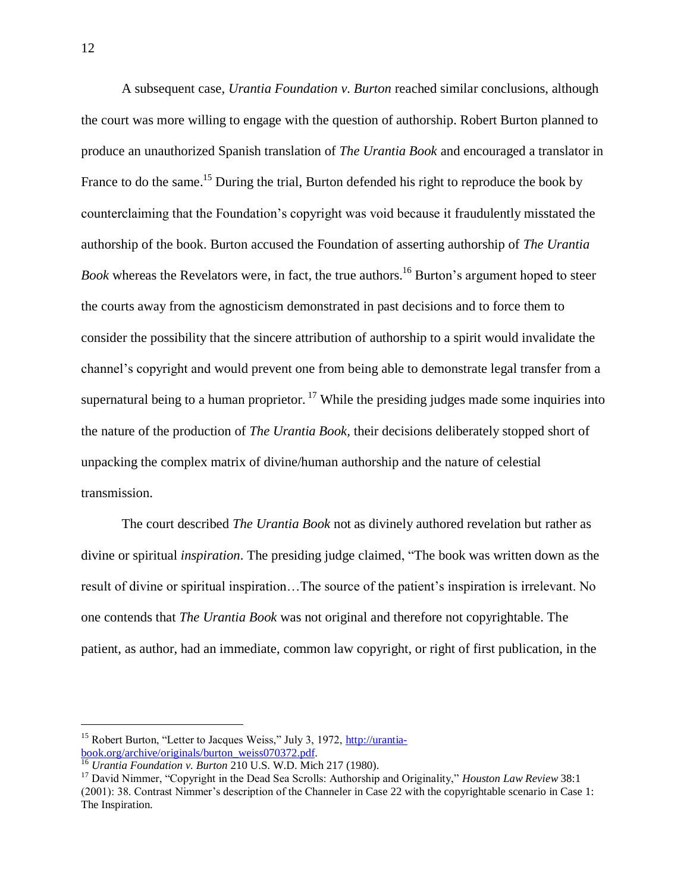A subsequent case, *Urantia Foundation v. Burton* reached similar conclusions, although the court was more willing to engage with the question of authorship. Robert Burton planned to produce an unauthorized Spanish translation of *The Urantia Book* and encouraged a translator in France to do the same.[15] During the trial, Burton defended his right to reproduce the book by counterclaiming that the Foundation's copyright was void because it fraudulently misstated the authorship of the book. Burton accused the Foundation of asserting authorship of *The Urantia Book* whereas the Revelators were, in fact, the true authors.[16] Burton's argument hoped to steer the courts away from the agnosticism demonstrated in past decisions and to force them to consider the possibility that the sincere attribution of authorship to a spirit would invalidate the channel's copyright and would prevent one from being able to demonstrate legal transfer from a supernatural being to a human proprietor.[17] While the presiding judges made some inquiries into the nature of the production of *The Urantia Book,* their decisions deliberately stopped short of unpacking the complex matrix of divine/human authorship and the nature of celestial transmission.

The court described *The Urantia Book* not as divinely authored revelation but rather as divine or spiritual *inspiration*. The presiding judge claimed, "The book was written down as the result of divine or spiritual inspiration…The source of the patient's inspiration is irrelevant. No one contends that *The Urantia Book* was not original and therefore not copyrightable. The patient, as author, had an immediate, common law copyright, or right of first publication, in the

---

[15] Robert Burton, "Letter to Jacques Weiss," July 3, 1972, http://urantia-book.org/archive/originals/burton_weiss070372.pdf.

[16] *Urantia Foundation v. Burton* 210 U.S. W.D. Mich 217 (1980).

[17] David Nimmer, "Copyright in the Dead Sea Scrolls: Authorship and Originality," *Houston Law Review* 38:1 (2001): 38. Contrast Nimmer's description of the Channeler in Case 22 with the copyrightable scenario in Case 1: The Inspiration.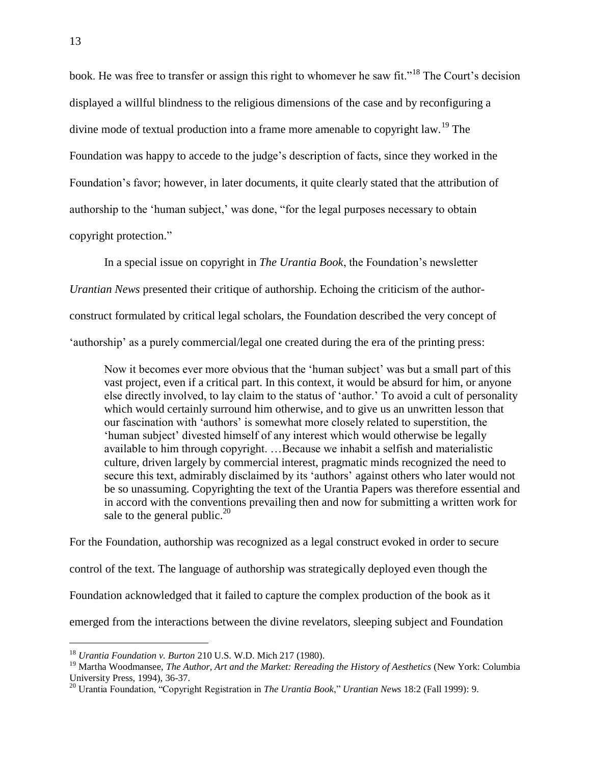book. He was free to transfer or assign this right to whomever he saw fit."[18] The Court's decision displayed a willful blindness to the religious dimensions of the case and by reconfiguring a divine mode of textual production into a frame more amenable to copyright law.[19] The Foundation was happy to accede to the judge's description of facts, since they worked in the Foundation's favor; however, in later documents, it quite clearly stated that the attribution of authorship to the 'human subject,' was done, "for the legal purposes necessary to obtain copyright protection."

In a special issue on copyright in *The Urantia Book*, the Foundation's newsletter *Urantian News* presented their critique of authorship. Echoing the criticism of the author-construct formulated by critical legal scholars, the Foundation described the very concept of 'authorship' as a purely commercial/legal one created during the era of the printing press:

> Now it becomes ever more obvious that the 'human subject' was but a small part of this vast project, even if a critical part. In this context, it would be absurd for him, or anyone else directly involved, to lay claim to the status of 'author.' To avoid a cult of personality which would certainly surround him otherwise, and to give us an unwritten lesson that our fascination with 'authors' is somewhat more closely related to superstition, the 'human subject' divested himself of any interest which would otherwise be legally available to him through copyright. …Because we inhabit a selfish and materialistic culture, driven largely by commercial interest, pragmatic minds recognized the need to secure this text, admirably disclaimed by its 'authors' against others who later would not be so unassuming. Copyrighting the text of the Urantia Papers was therefore essential and in accord with the conventions prevailing then and now for submitting a written work for sale to the general public.[20]

For the Foundation, authorship was recognized as a legal construct evoked in order to secure control of the text. The language of authorship was strategically deployed even though the Foundation acknowledged that it failed to capture the complex production of the book as it emerged from the interactions between the divine revelators, sleeping subject and Foundation

---

[18] *Urantia Foundation v. Burton* 210 U.S. W.D. Mich 217 (1980).

[19] Martha Woodmansee, *The Author, Art and the Market: Rereading the History of Aesthetics* (New York: Columbia University Press, 1994), 36-37.

[20] Urantia Foundation, "Copyright Registration in *The Urantia Book*," *Urantian News* 18:2 (Fall 1999): 9.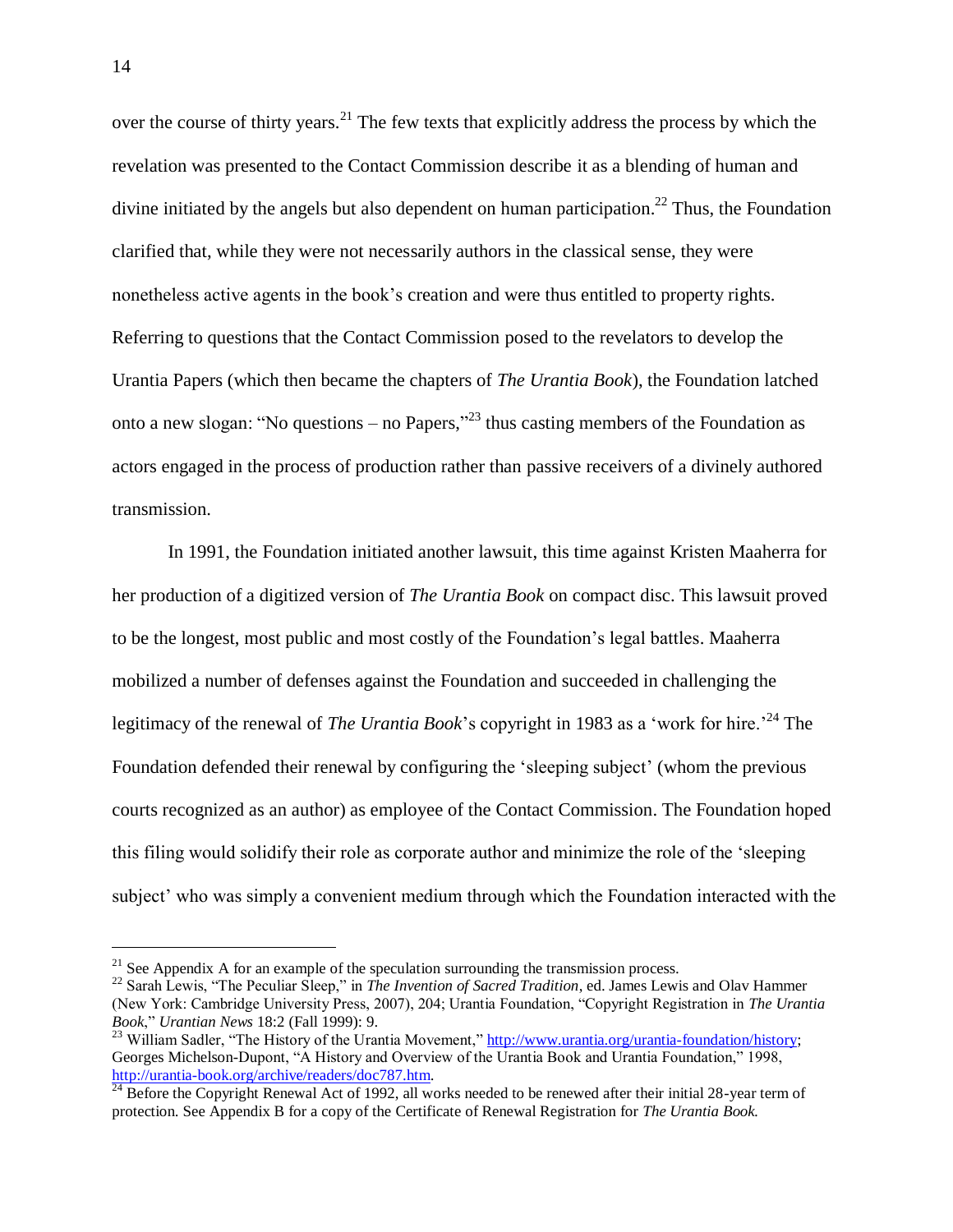over the course of thirty years.[21] The few texts that explicitly address the process by which the revelation was presented to the Contact Commission describe it as a blending of human and divine initiated by the angels but also dependent on human participation.[22] Thus, the Foundation clarified that, while they were not necessarily authors in the classical sense, they were nonetheless active agents in the book's creation and were thus entitled to property rights. Referring to questions that the Contact Commission posed to the revelators to develop the Urantia Papers (which then became the chapters of *The Urantia Book*), the Foundation latched onto a new slogan: "No questions – no Papers,"[23] thus casting members of the Foundation as actors engaged in the process of production rather than passive receivers of a divinely authored transmission.

In 1991, the Foundation initiated another lawsuit, this time against Kristen Maaherra for her production of a digitized version of *The Urantia Book* on compact disc. This lawsuit proved to be the longest, most public and most costly of the Foundation's legal battles. Maaherra mobilized a number of defenses against the Foundation and succeeded in challenging the legitimacy of the renewal of *The Urantia Book*'s copyright in 1983 as a 'work for hire.'[24] The Foundation defended their renewal by configuring the 'sleeping subject' (whom the previous courts recognized as an author) as employee of the Contact Commission. The Foundation hoped this filing would solidify their role as corporate author and minimize the role of the 'sleeping subject' who was simply a convenient medium through which the Foundation interacted with the

---

[21] See Appendix A for an example of the speculation surrounding the transmission process.

[22] Sarah Lewis, "The Peculiar Sleep," in *The Invention of Sacred Tradition*, ed. James Lewis and Olav Hammer (New York: Cambridge University Press, 2007), 204; Urantia Foundation, "Copyright Registration in *The Urantia Book*," *Urantian News* 18:2 (Fall 1999): 9.

[23] William Sadler, "The History of the Urantia Movement," http://www.urantia.org/urantia-foundation/history; Georges Michelson-Dupont, "A History and Overview of the Urantia Book and Urantia Foundation," 1998, http://urantia-book.org/archive/readers/doc787.htm.

[24] Before the Copyright Renewal Act of 1992, all works needed to be renewed after their initial 28-year term of protection. See Appendix B for a copy of the Certificate of Renewal Registration for *The Urantia Book.*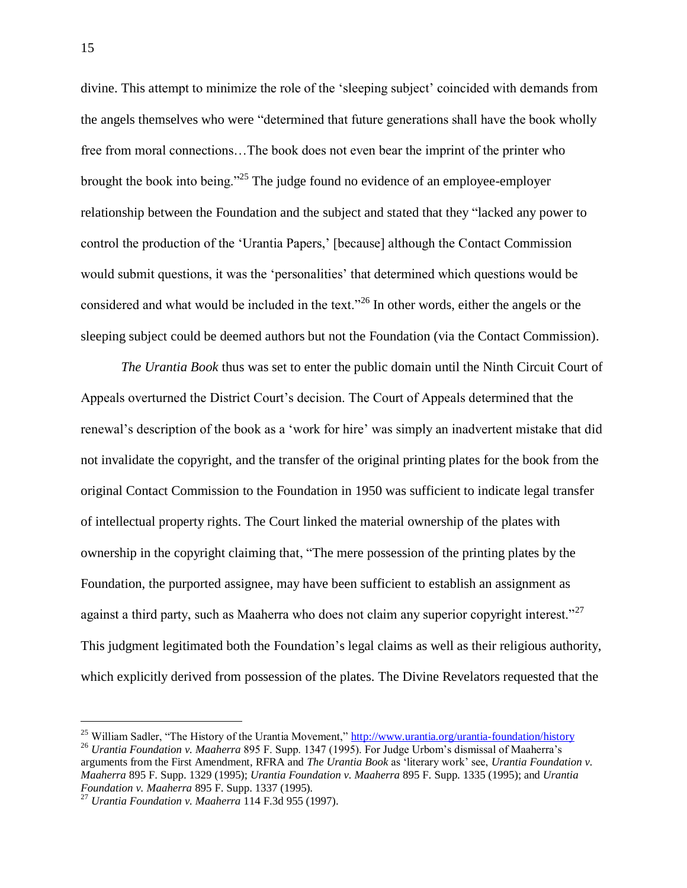divine. This attempt to minimize the role of the 'sleeping subject' coincided with demands from the angels themselves who were "determined that future generations shall have the book wholly free from moral connections…The book does not even bear the imprint of the printer who brought the book into being."[25] The judge found no evidence of an employee-employer relationship between the Foundation and the subject and stated that they "lacked any power to control the production of the 'Urantia Papers,' [because] although the Contact Commission would submit questions, it was the 'personalities' that determined which questions would be considered and what would be included in the text."[26] In other words, either the angels or the sleeping subject could be deemed authors but not the Foundation (via the Contact Commission).

*The Urantia Book* thus was set to enter the public domain until the Ninth Circuit Court of Appeals overturned the District Court's decision. The Court of Appeals determined that the renewal's description of the book as a 'work for hire' was simply an inadvertent mistake that did not invalidate the copyright, and the transfer of the original printing plates for the book from the original Contact Commission to the Foundation in 1950 was sufficient to indicate legal transfer of intellectual property rights. The Court linked the material ownership of the plates with ownership in the copyright claiming that, "The mere possession of the printing plates by the Foundation, the purported assignee, may have been sufficient to establish an assignment as against a third party, such as Maaherra who does not claim any superior copyright interest."[27] This judgment legitimated both the Foundation's legal claims as well as their religious authority, which explicitly derived from possession of the plates. The Divine Revelators requested that the

---

[25] William Sadler, "The History of the Urantia Movement," http://www.urantia.org/urantia-foundation/history

[26] *Urantia Foundation v. Maaherra* 895 F. Supp. 1347 (1995). For Judge Urbom's dismissal of Maaherra's arguments from the First Amendment, RFRA and *The Urantia Book* as 'literary work' see, *Urantia Foundation v. Maaherra* 895 F. Supp. 1329 (1995); *Urantia Foundation v. Maaherra* 895 F. Supp. 1335 (1995); and *Urantia Foundation v. Maaherra* 895 F. Supp. 1337 (1995).

[27] *Urantia Foundation v. Maaherra* 114 F.3d 955 (1997).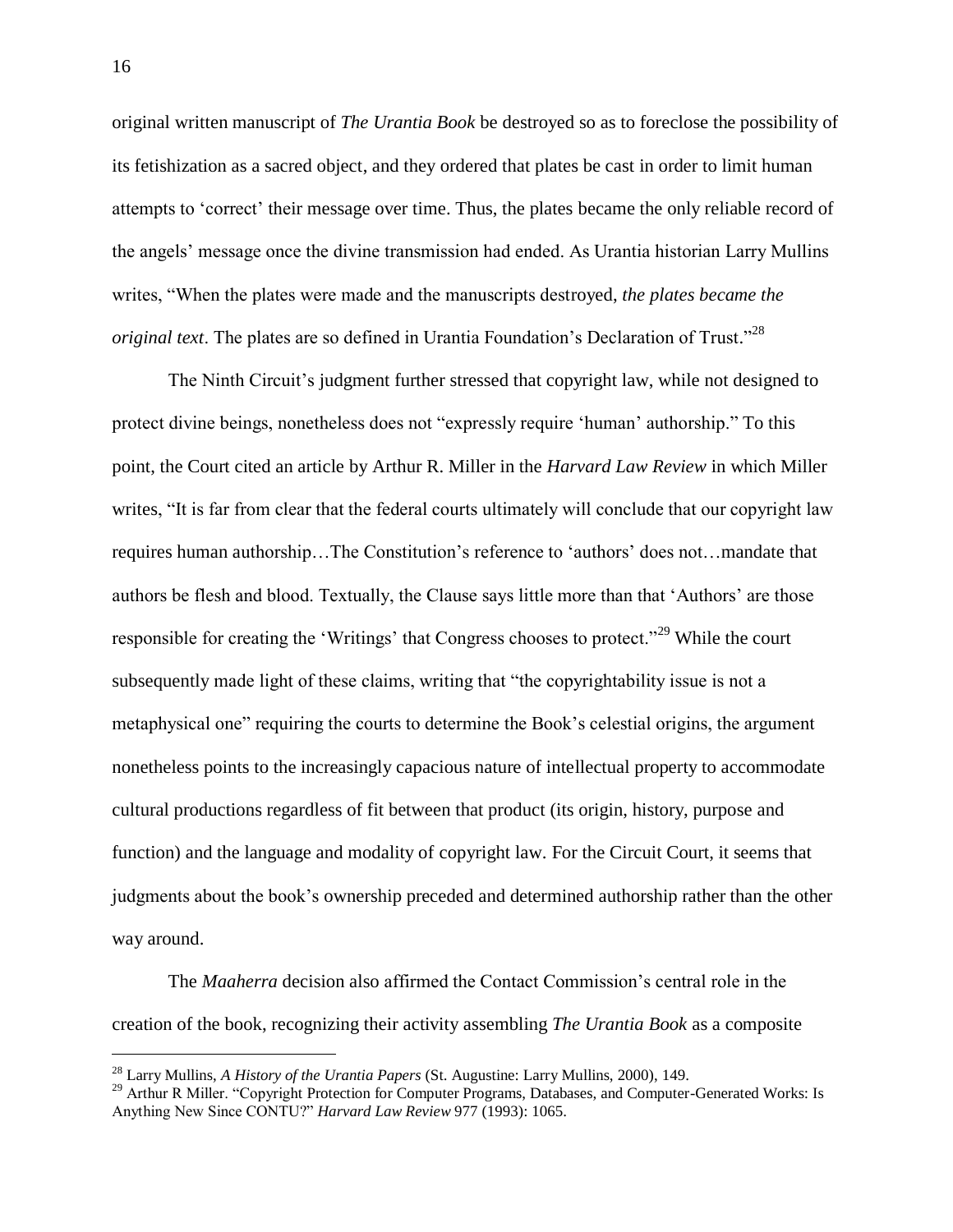original written manuscript of *The Urantia Book* be destroyed so as to foreclose the possibility of its fetishization as a sacred object, and they ordered that plates be cast in order to limit human attempts to 'correct' their message over time. Thus, the plates became the only reliable record of the angels' message once the divine transmission had ended. As Urantia historian Larry Mullins writes, "When the plates were made and the manuscripts destroyed, *the plates became the original text*. The plates are so defined in Urantia Foundation's Declaration of Trust."[28]

The Ninth Circuit's judgment further stressed that copyright law, while not designed to protect divine beings, nonetheless does not "expressly require 'human' authorship." To this point, the Court cited an article by Arthur R. Miller in the *Harvard Law Review* in which Miller writes, "It is far from clear that the federal courts ultimately will conclude that our copyright law requires human authorship…The Constitution's reference to 'authors' does not…mandate that authors be flesh and blood. Textually, the Clause says little more than that 'Authors' are those responsible for creating the 'Writings' that Congress chooses to protect."[29] While the court subsequently made light of these claims, writing that "the copyrightability issue is not a metaphysical one" requiring the courts to determine the Book's celestial origins, the argument nonetheless points to the increasingly capacious nature of intellectual property to accommodate cultural productions regardless of fit between that product (its origin, history, purpose and function) and the language and modality of copyright law. For the Circuit Court, it seems that judgments about the book's ownership preceded and determined authorship rather than the other way around.

The *Maaherra* decision also affirmed the Contact Commission's central role in the creation of the book, recognizing their activity assembling *The Urantia Book* as a composite

---

[28] Larry Mullins, *A History of the Urantia Papers* (St. Augustine: Larry Mullins, 2000), 149.

[29] Arthur R Miller. "Copyright Protection for Computer Programs, Databases, and Computer-Generated Works: Is Anything New Since CONTU?" *Harvard Law Review* 977 (1993): 1065.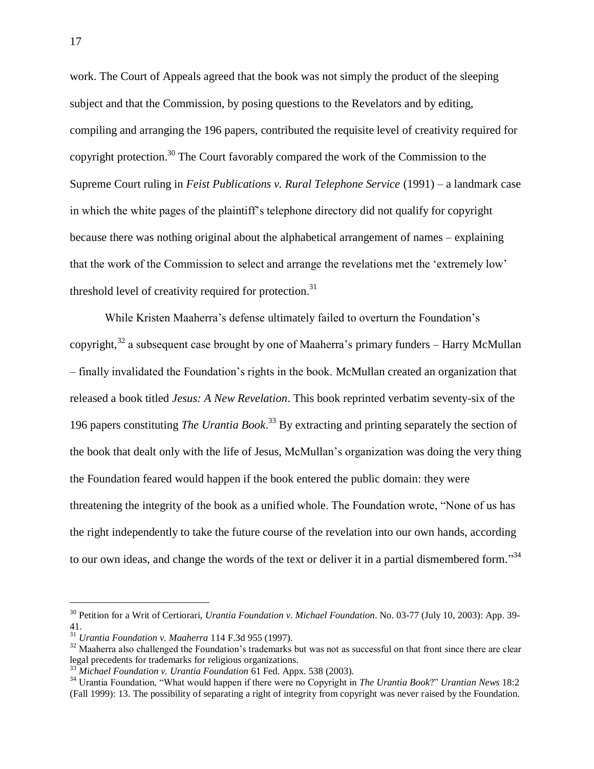work. The Court of Appeals agreed that the book was not simply the product of the sleeping subject and that the Commission, by posing questions to the Revelators and by editing, compiling and arranging the 196 papers, contributed the requisite level of creativity required for copyright protection.[30] The Court favorably compared the work of the Commission to the Supreme Court ruling in *Feist Publications v. Rural Telephone Service* (1991) – a landmark case in which the white pages of the plaintiff's telephone directory did not qualify for copyright because there was nothing original about the alphabetical arrangement of names – explaining that the work of the Commission to select and arrange the revelations met the 'extremely low' threshold level of creativity required for protection.[31]

While Kristen Maaherra's defense ultimately failed to overturn the Foundation's copyright,[32] a subsequent case brought by one of Maaherra's primary funders – Harry McMullan – finally invalidated the Foundation's rights in the book. McMullan created an organization that released a book titled *Jesus: A New Revelation*. This book reprinted verbatim seventy-six of the 196 papers constituting *The Urantia Book*.[33] By extracting and printing separately the section of the book that dealt only with the life of Jesus, McMullan's organization was doing the very thing the Foundation feared would happen if the book entered the public domain: they were threatening the integrity of the book as a unified whole. The Foundation wrote, "None of us has the right independently to take the future course of the revelation into our own hands, according to our own ideas, and change the words of the text or deliver it in a partial dismembered form."[34]

---

[30] Petition for a Writ of Certiorari, *Urantia Foundation v. Michael Foundation*. No. 03-77 (July 10, 2003): App. 39-41.

[31] *Urantia Foundation v. Maaherra* 114 F.3d 955 (1997).

[32] Maaherra also challenged the Foundation's trademarks but was not as successful on that front since there are clear legal precedents for trademarks for religious organizations.

[33] *Michael Foundation v. Urantia Foundation* 61 Fed. Appx. 538 (2003).

[34] Urantia Foundation, "What would happen if there were no Copyright in *The Urantia Book*?" *Urantian News* 18:2 (Fall 1999): 13. The possibility of separating a right of integrity from copyright was never raised by the Foundation.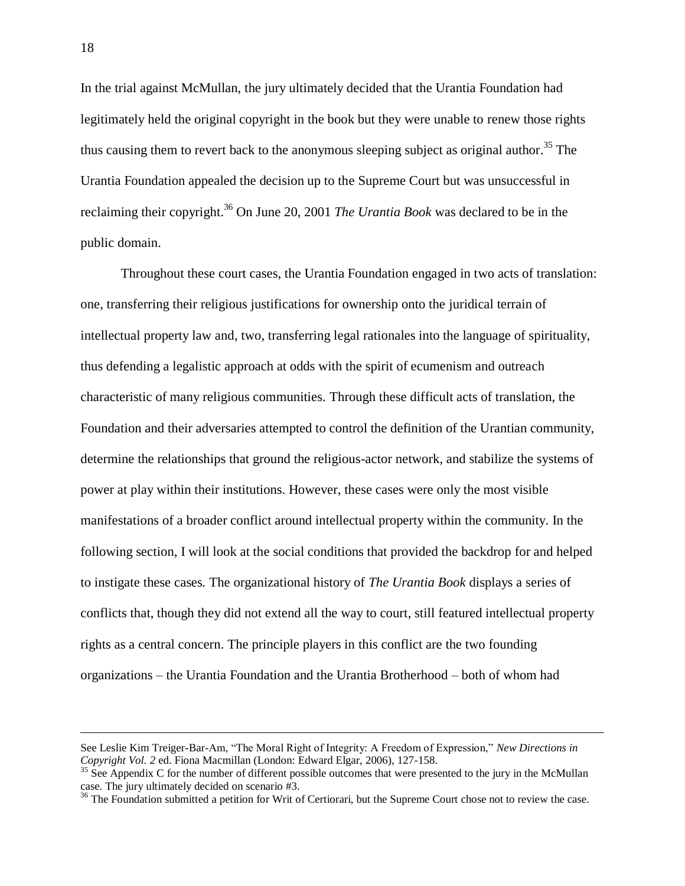In the trial against McMullan, the jury ultimately decided that the Urantia Foundation had legitimately held the original copyright in the book but they were unable to renew those rights thus causing them to revert back to the anonymous sleeping subject as original author.[35] The Urantia Foundation appealed the decision up to the Supreme Court but was unsuccessful in reclaiming their copyright.[36] On June 20, 2001 *The Urantia Book* was declared to be in the public domain.

Throughout these court cases, the Urantia Foundation engaged in two acts of translation: one, transferring their religious justifications for ownership onto the juridical terrain of intellectual property law and, two, transferring legal rationales into the language of spirituality, thus defending a legalistic approach at odds with the spirit of ecumenism and outreach characteristic of many religious communities. Through these difficult acts of translation, the Foundation and their adversaries attempted to control the definition of the Urantian community, determine the relationships that ground the religious-actor network, and stabilize the systems of power at play within their institutions. However, these cases were only the most visible manifestations of a broader conflict around intellectual property within the community. In the following section, I will look at the social conditions that provided the backdrop for and helped to instigate these cases. The organizational history of *The Urantia Book* displays a series of conflicts that, though they did not extend all the way to court, still featured intellectual property rights as a central concern. The principle players in this conflict are the two founding organizations – the Urantia Foundation and the Urantia Brotherhood – both of whom had

---

See Leslie Kim Treiger-Bar-Am, "The Moral Right of Integrity: A Freedom of Expression," *New Directions in Copyright Vol. 2* ed. Fiona Macmillan (London: Edward Elgar, 2006), 127-158.

[35] See Appendix C for the number of different possible outcomes that were presented to the jury in the McMullan case. The jury ultimately decided on scenario #3.

[36] The Foundation submitted a petition for Writ of Certiorari, but the Supreme Court chose not to review the case.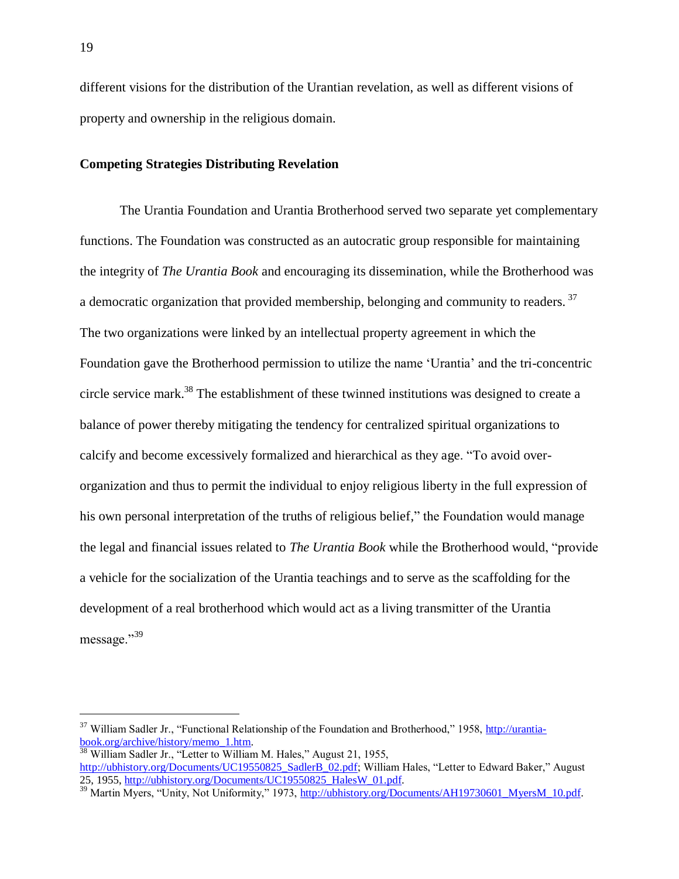different visions for the distribution of the Urantian revelation, as well as different visions of property and ownership in the religious domain.

**Competing Strategies Distributing Revelation**

The Urantia Foundation and Urantia Brotherhood served two separate yet complementary functions. The Foundation was constructed as an autocratic group responsible for maintaining the integrity of *The Urantia Book* and encouraging its dissemination, while the Brotherhood was a democratic organization that provided membership, belonging and community to readers. [37] The two organizations were linked by an intellectual property agreement in which the Foundation gave the Brotherhood permission to utilize the name 'Urantia' and the tri-concentric circle service mark.[38] The establishment of these twinned institutions was designed to create a balance of power thereby mitigating the tendency for centralized spiritual organizations to calcify and become excessively formalized and hierarchical as they age. "To avoid over-organization and thus to permit the individual to enjoy religious liberty in the full expression of his own personal interpretation of the truths of religious belief," the Foundation would manage the legal and financial issues related to *The Urantia Book* while the Brotherhood would, "provide a vehicle for the socialization of the Urantia teachings and to serve as the scaffolding for the development of a real brotherhood which would act as a living transmitter of the Urantia message."[39]

---

[37] William Sadler Jr., "Functional Relationship of the Foundation and Brotherhood," 1958, http://urantia-book.org/archive/history/memo_1.htm.

[38] William Sadler Jr., "Letter to William M. Hales," August 21, 1955, http://ubhistory.org/Documents/UC19550825_SadlerB_02.pdf; William Hales, "Letter to Edward Baker," August 25, 1955, http://ubhistory.org/Documents/UC19550825_HalesW_01.pdf.

[39] Martin Myers, "Unity, Not Uniformity," 1973, http://ubhistory.org/Documents/AH19730601_MyersM_10.pdf.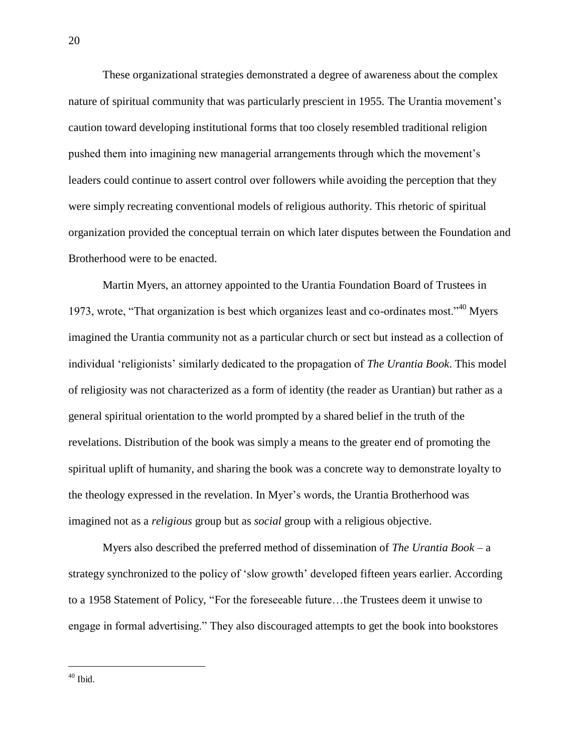These organizational strategies demonstrated a degree of awareness about the complex nature of spiritual community that was particularly prescient in 1955. The Urantia movement's caution toward developing institutional forms that too closely resembled traditional religion pushed them into imagining new managerial arrangements through which the movement's leaders could continue to assert control over followers while avoiding the perception that they were simply recreating conventional models of religious authority. This rhetoric of spiritual organization provided the conceptual terrain on which later disputes between the Foundation and Brotherhood were to be enacted.

Martin Myers, an attorney appointed to the Urantia Foundation Board of Trustees in 1973, wrote, "That organization is best which organizes least and co-ordinates most."[40] Myers imagined the Urantia community not as a particular church or sect but instead as a collection of individual 'religionists' similarly dedicated to the propagation of *The Urantia Book*. This model of religiosity was not characterized as a form of identity (the reader as Urantian) but rather as a general spiritual orientation to the world prompted by a shared belief in the truth of the revelations. Distribution of the book was simply a means to the greater end of promoting the spiritual uplift of humanity, and sharing the book was a concrete way to demonstrate loyalty to the theology expressed in the revelation. In Myer's words, the Urantia Brotherhood was imagined not as a *religious* group but as *social* group with a religious objective.

Myers also described the preferred method of dissemination of *The Urantia Book* – a strategy synchronized to the policy of 'slow growth' developed fifteen years earlier. According to a 1958 Statement of Policy, "For the foreseeable future…the Trustees deem it unwise to engage in formal advertising." They also discouraged attempts to get the book into bookstores

[40] Ibid.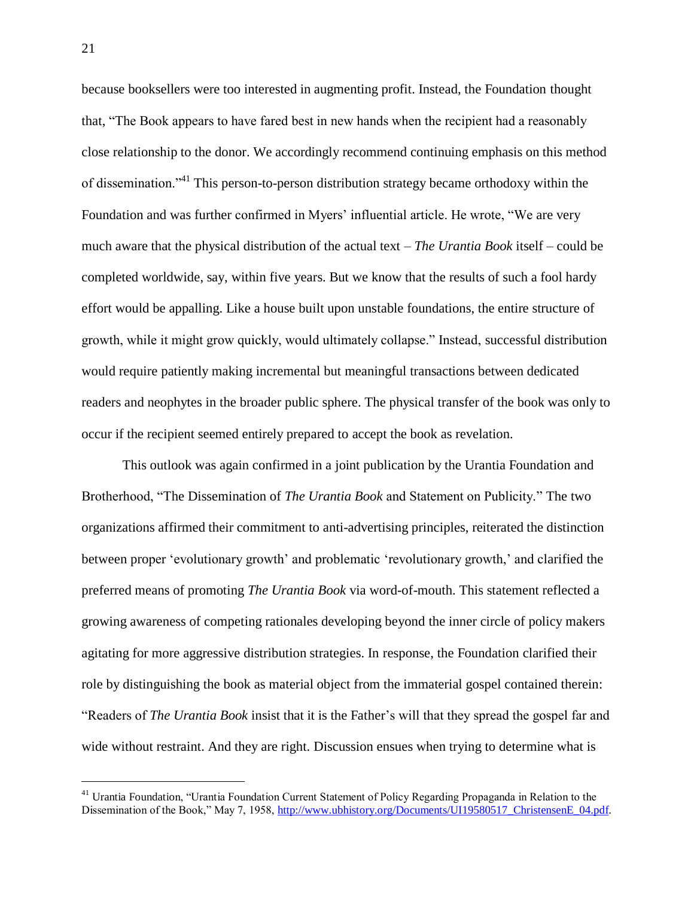because booksellers were too interested in augmenting profit. Instead, the Foundation thought that, "The Book appears to have fared best in new hands when the recipient had a reasonably close relationship to the donor. We accordingly recommend continuing emphasis on this method of dissemination."[41] This person-to-person distribution strategy became orthodoxy within the Foundation and was further confirmed in Myers' influential article. He wrote, "We are very much aware that the physical distribution of the actual text – *The Urantia Book* itself – could be completed worldwide, say, within five years. But we know that the results of such a fool hardy effort would be appalling. Like a house built upon unstable foundations, the entire structure of growth, while it might grow quickly, would ultimately collapse." Instead, successful distribution would require patiently making incremental but meaningful transactions between dedicated readers and neophytes in the broader public sphere. The physical transfer of the book was only to occur if the recipient seemed entirely prepared to accept the book as revelation.

This outlook was again confirmed in a joint publication by the Urantia Foundation and Brotherhood, "The Dissemination of *The Urantia Book* and Statement on Publicity." The two organizations affirmed their commitment to anti-advertising principles, reiterated the distinction between proper 'evolutionary growth' and problematic 'revolutionary growth,' and clarified the preferred means of promoting *The Urantia Book* via word-of-mouth. This statement reflected a growing awareness of competing rationales developing beyond the inner circle of policy makers agitating for more aggressive distribution strategies. In response, the Foundation clarified their role by distinguishing the book as material object from the immaterial gospel contained therein: "Readers of *The Urantia Book* insist that it is the Father's will that they spread the gospel far and wide without restraint. And they are right. Discussion ensues when trying to determine what is

---

[41] Urantia Foundation, "Urantia Foundation Current Statement of Policy Regarding Propaganda in Relation to the Dissemination of the Book," May 7, 1958, http://www.ubhistory.org/Documents/UI19580517_ChristensenE_04.pdf.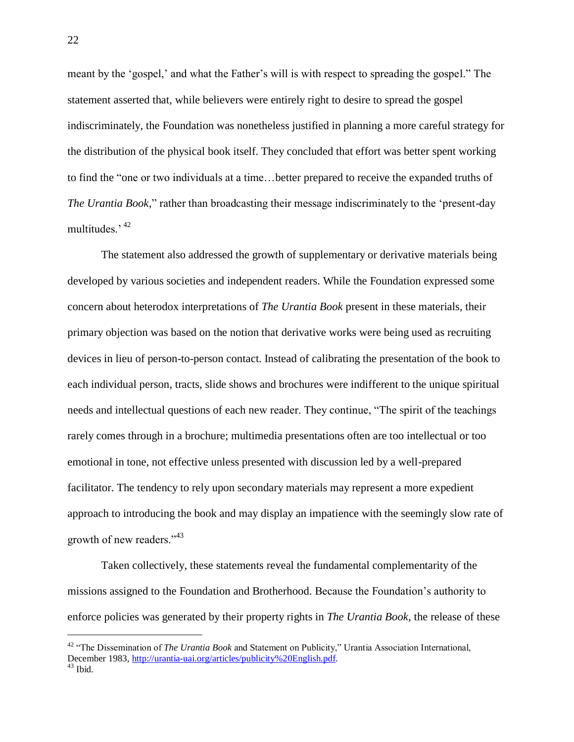meant by the 'gospel,' and what the Father's will is with respect to spreading the gospel." The statement asserted that, while believers were entirely right to desire to spread the gospel indiscriminately, the Foundation was nonetheless justified in planning a more careful strategy for the distribution of the physical book itself. They concluded that effort was better spent working to find the "one or two individuals at a time…better prepared to receive the expanded truths of *The Urantia Book*," rather than broadcasting their message indiscriminately to the 'present-day multitudes.'[42]

The statement also addressed the growth of supplementary or derivative materials being developed by various societies and independent readers. While the Foundation expressed some concern about heterodox interpretations of *The Urantia Book* present in these materials, their primary objection was based on the notion that derivative works were being used as recruiting devices in lieu of person-to-person contact. Instead of calibrating the presentation of the book to each individual person, tracts, slide shows and brochures were indifferent to the unique spiritual needs and intellectual questions of each new reader. They continue, "The spirit of the teachings rarely comes through in a brochure; multimedia presentations often are too intellectual or too emotional in tone, not effective unless presented with discussion led by a well-prepared facilitator. The tendency to rely upon secondary materials may represent a more expedient approach to introducing the book and may display an impatience with the seemingly slow rate of growth of new readers."[43]

Taken collectively, these statements reveal the fundamental complementarity of the missions assigned to the Foundation and Brotherhood. Because the Foundation's authority to enforce policies was generated by their property rights in *The Urantia Book*, the release of these

---

[42] "The Dissemination of *The Urantia Book* and Statement on Publicity," Urantia Association International, December 1983, http://urantia-uai.org/articles/publicity%20English.pdf.

[43] Ibid.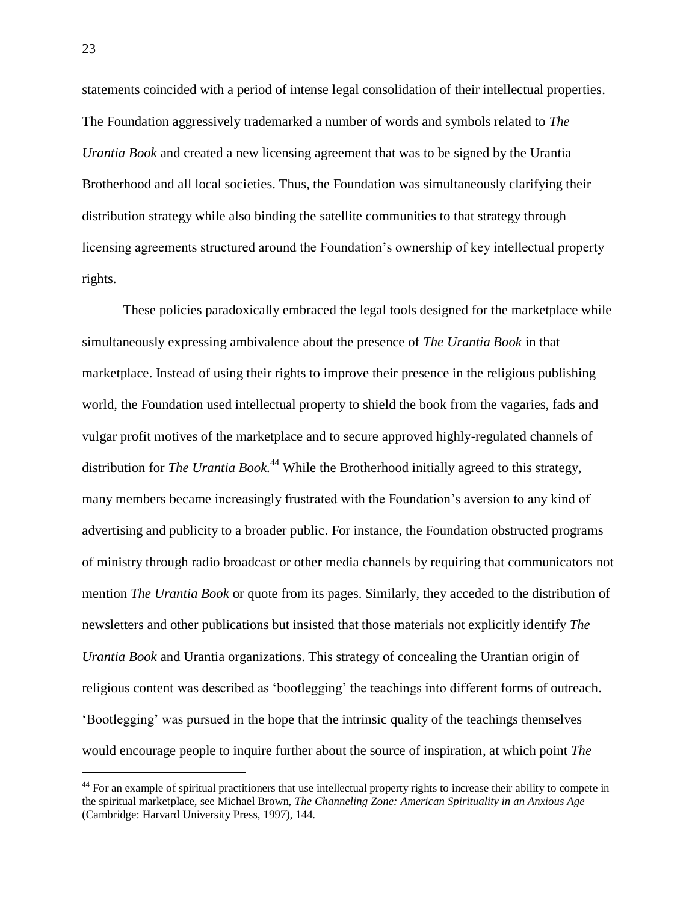statements coincided with a period of intense legal consolidation of their intellectual properties. The Foundation aggressively trademarked a number of words and symbols related to *The Urantia Book* and created a new licensing agreement that was to be signed by the Urantia Brotherhood and all local societies. Thus, the Foundation was simultaneously clarifying their distribution strategy while also binding the satellite communities to that strategy through licensing agreements structured around the Foundation's ownership of key intellectual property rights.

These policies paradoxically embraced the legal tools designed for the marketplace while simultaneously expressing ambivalence about the presence of *The Urantia Book* in that marketplace. Instead of using their rights to improve their presence in the religious publishing world, the Foundation used intellectual property to shield the book from the vagaries, fads and vulgar profit motives of the marketplace and to secure approved highly-regulated channels of distribution for *The Urantia Book.*[44] While the Brotherhood initially agreed to this strategy, many members became increasingly frustrated with the Foundation's aversion to any kind of advertising and publicity to a broader public. For instance, the Foundation obstructed programs of ministry through radio broadcast or other media channels by requiring that communicators not mention *The Urantia Book* or quote from its pages. Similarly, they acceded to the distribution of newsletters and other publications but insisted that those materials not explicitly identify *The Urantia Book* and Urantia organizations. This strategy of concealing the Urantian origin of religious content was described as 'bootlegging' the teachings into different forms of outreach. 'Bootlegging' was pursued in the hope that the intrinsic quality of the teachings themselves would encourage people to inquire further about the source of inspiration, at which point *The*

[44] For an example of spiritual practitioners that use intellectual property rights to increase their ability to compete in the spiritual marketplace, see Michael Brown, *The Channeling Zone: American Spirituality in an Anxious Age* (Cambridge: Harvard University Press, 1997), 144.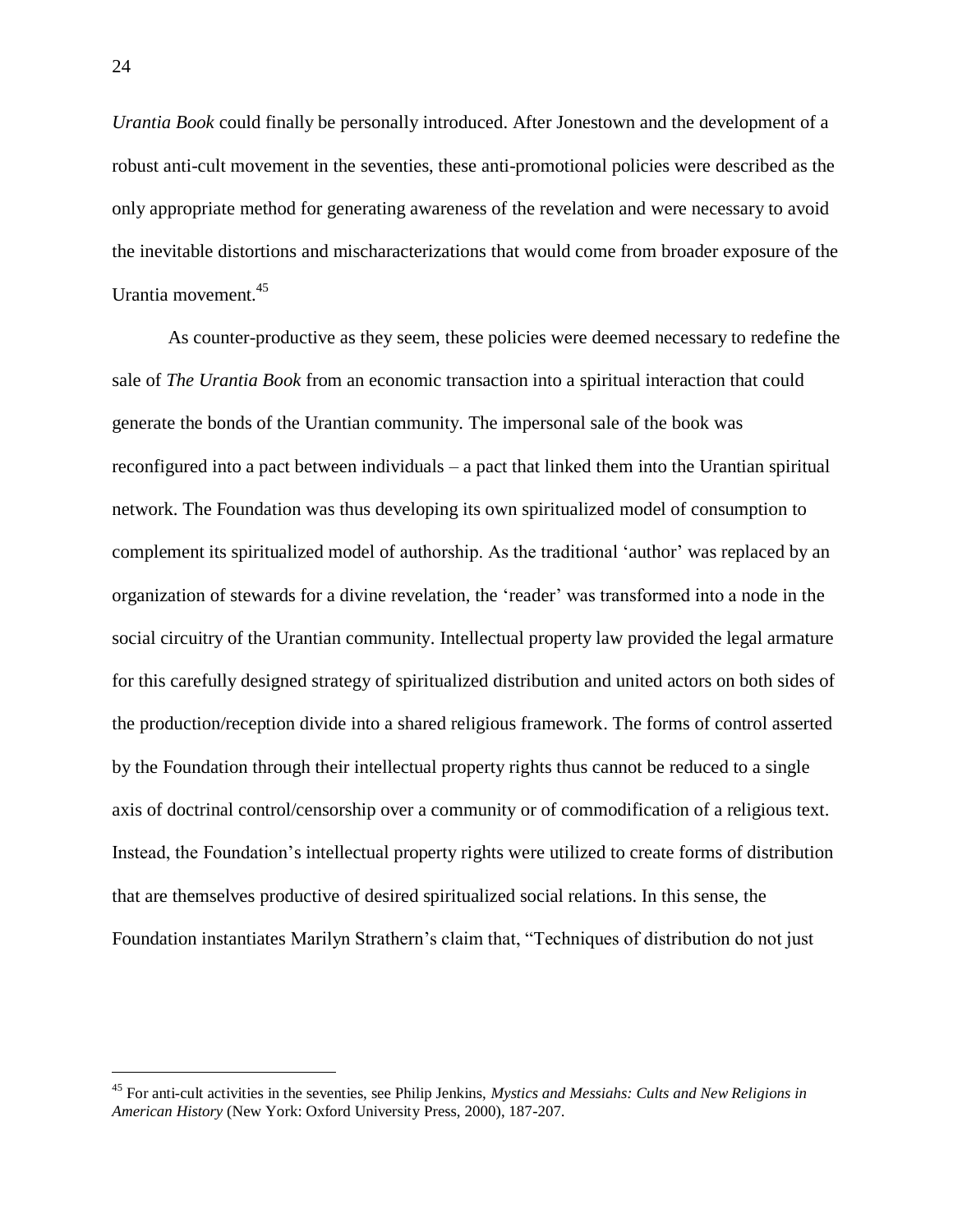*Urantia Book* could finally be personally introduced. After Jonestown and the development of a robust anti-cult movement in the seventies, these anti-promotional policies were described as the only appropriate method for generating awareness of the revelation and were necessary to avoid the inevitable distortions and mischaracterizations that would come from broader exposure of the Urantia movement.[45]

As counter-productive as they seem, these policies were deemed necessary to redefine the sale of *The Urantia Book* from an economic transaction into a spiritual interaction that could generate the bonds of the Urantian community. The impersonal sale of the book was reconfigured into a pact between individuals – a pact that linked them into the Urantian spiritual network. The Foundation was thus developing its own spiritualized model of consumption to complement its spiritualized model of authorship. As the traditional 'author' was replaced by an organization of stewards for a divine revelation, the 'reader' was transformed into a node in the social circuitry of the Urantian community. Intellectual property law provided the legal armature for this carefully designed strategy of spiritualized distribution and united actors on both sides of the production/reception divide into a shared religious framework. The forms of control asserted by the Foundation through their intellectual property rights thus cannot be reduced to a single axis of doctrinal control/censorship over a community or of commodification of a religious text. Instead, the Foundation's intellectual property rights were utilized to create forms of distribution that are themselves productive of desired spiritualized social relations. In this sense, the Foundation instantiates Marilyn Strathern's claim that, "Techniques of distribution do not just

[45] For anti-cult activities in the seventies, see Philip Jenkins, *Mystics and Messiahs: Cults and New Religions in American History* (New York: Oxford University Press, 2000), 187-207.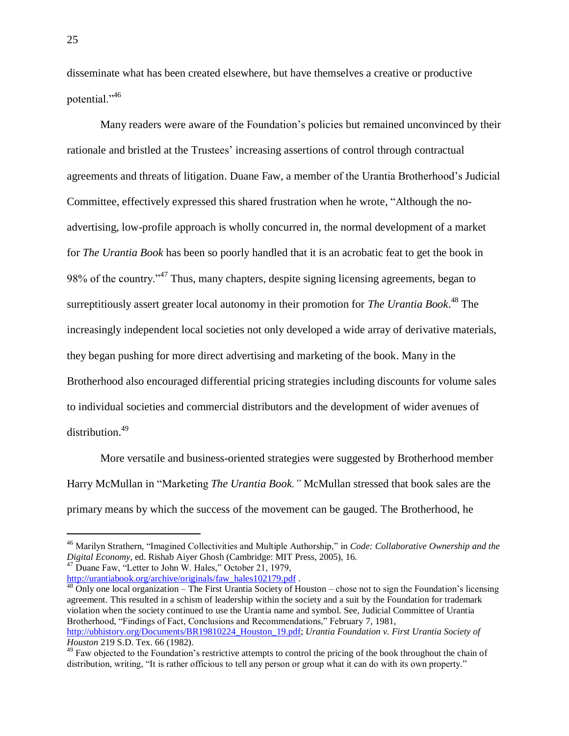disseminate what has been created elsewhere, but have themselves a creative or productive potential."[46]

Many readers were aware of the Foundation's policies but remained unconvinced by their rationale and bristled at the Trustees' increasing assertions of control through contractual agreements and threats of litigation. Duane Faw, a member of the Urantia Brotherhood's Judicial Committee, effectively expressed this shared frustration when he wrote, "Although the no-advertising, low-profile approach is wholly concurred in, the normal development of a market for *The Urantia Book* has been so poorly handled that it is an acrobatic feat to get the book in 98% of the country."[47] Thus, many chapters, despite signing licensing agreements, began to surreptitiously assert greater local autonomy in their promotion for *The Urantia Book*.[48] The increasingly independent local societies not only developed a wide array of derivative materials, they began pushing for more direct advertising and marketing of the book. Many in the Brotherhood also encouraged differential pricing strategies including discounts for volume sales to individual societies and commercial distributors and the development of wider avenues of distribution.[49]

More versatile and business-oriented strategies were suggested by Brotherhood member Harry McMullan in "Marketing *The Urantia Book.*" McMullan stressed that book sales are the primary means by which the success of the movement can be gauged. The Brotherhood, he

---

[46] Marilyn Strathern, "Imagined Collectivities and Multiple Authorship," in *Code: Collaborative Ownership and the Digital Economy,* ed. Rishab Aiyer Ghosh (Cambridge: MIT Press, 2005), 16.

[47] Duane Faw, "Letter to John W. Hales," October 21, 1979, http://urantiabook.org/archive/originals/faw_hales102179.pdf .

[48] Only one local organization – The First Urantia Society of Houston – chose not to sign the Foundation's licensing agreement. This resulted in a schism of leadership within the society and a suit by the Foundation for trademark violation when the society continued to use the Urantia name and symbol. See, Judicial Committee of Urantia Brotherhood, "Findings of Fact, Conclusions and Recommendations," February 7, 1981, http://ubhistory.org/Documents/BR19810224_Houston_19.pdf; *Urantia Foundation v. First Urantia Society of Houston* 219 S.D. Tex. 66 (1982).

[49] Faw objected to the Foundation's restrictive attempts to control the pricing of the book throughout the chain of distribution, writing, "It is rather officious to tell any person or group what it can do with its own property."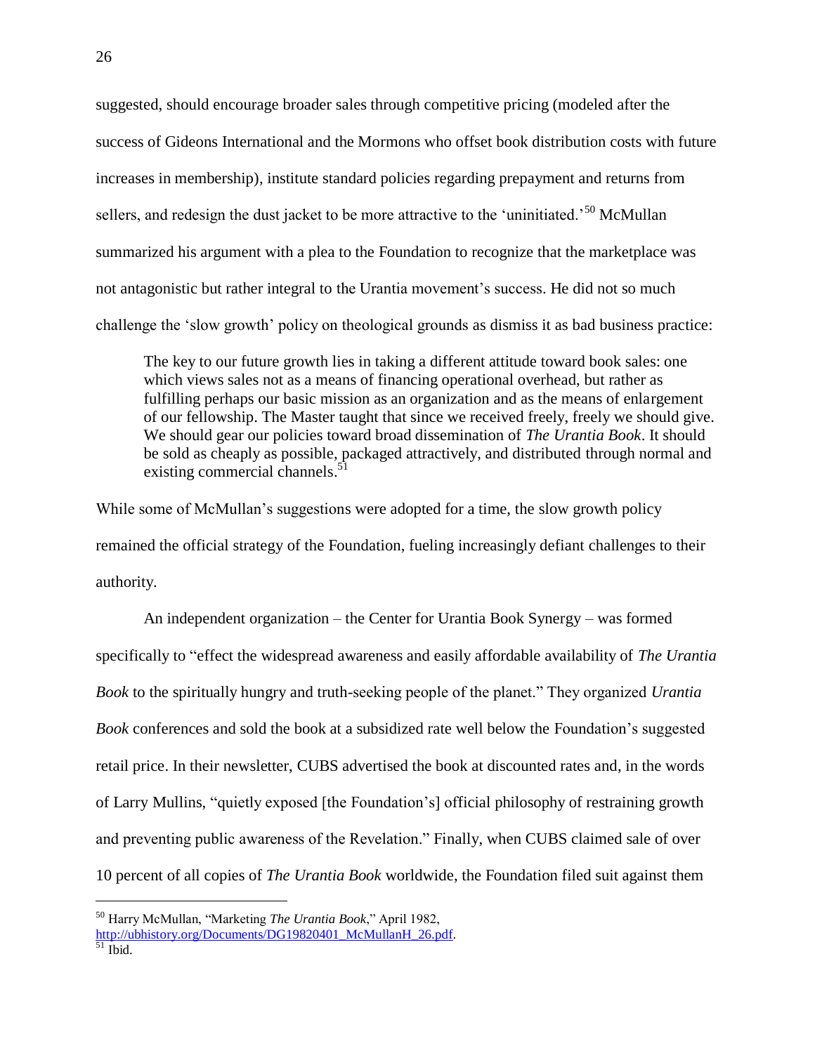suggested, should encourage broader sales through competitive pricing (modeled after the success of Gideons International and the Mormons who offset book distribution costs with future increases in membership), institute standard policies regarding prepayment and returns from sellers, and redesign the dust jacket to be more attractive to the 'uninitiated.'[50] McMullan summarized his argument with a plea to the Foundation to recognize that the marketplace was not antagonistic but rather integral to the Urantia movement's success. He did not so much challenge the 'slow growth' policy on theological grounds as dismiss it as bad business practice:

> The key to our future growth lies in taking a different attitude toward book sales: one which views sales not as a means of financing operational overhead, but rather as fulfilling perhaps our basic mission as an organization and as the means of enlargement of our fellowship. The Master taught that since we received freely, freely we should give. We should gear our policies toward broad dissemination of *The Urantia Book*. It should be sold as cheaply as possible, packaged attractively, and distributed through normal and existing commercial channels.[51]

While some of McMullan's suggestions were adopted for a time, the slow growth policy remained the official strategy of the Foundation, fueling increasingly defiant challenges to their authority.

An independent organization – the Center for Urantia Book Synergy – was formed specifically to "effect the widespread awareness and easily affordable availability of *The Urantia Book* to the spiritually hungry and truth-seeking people of the planet." They organized *Urantia Book* conferences and sold the book at a subsidized rate well below the Foundation's suggested retail price. In their newsletter, CUBS advertised the book at discounted rates and, in the words of Larry Mullins, "quietly exposed [the Foundation's] official philosophy of restraining growth and preventing public awareness of the Revelation." Finally, when CUBS claimed sale of over 10 percent of all copies of *The Urantia Book* worldwide, the Foundation filed suit against them

---

[50] Harry McMullan, "Marketing *The Urantia Book*," April 1982, http://ubhistory.org/Documents/DG19820401_McMullanH_26.pdf.

[51] Ibid.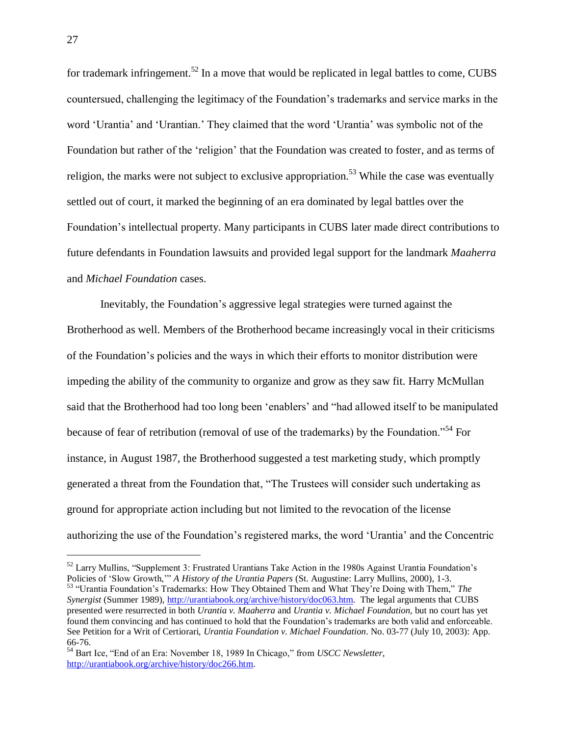for trademark infringement.[52] In a move that would be replicated in legal battles to come, CUBS countersued, challenging the legitimacy of the Foundation's trademarks and service marks in the word 'Urantia' and 'Urantian.' They claimed that the word 'Urantia' was symbolic not of the Foundation but rather of the 'religion' that the Foundation was created to foster, and as terms of religion, the marks were not subject to exclusive appropriation.[53] While the case was eventually settled out of court, it marked the beginning of an era dominated by legal battles over the Foundation's intellectual property. Many participants in CUBS later made direct contributions to future defendants in Foundation lawsuits and provided legal support for the landmark *Maaherra* and *Michael Foundation* cases.

Inevitably, the Foundation's aggressive legal strategies were turned against the Brotherhood as well. Members of the Brotherhood became increasingly vocal in their criticisms of the Foundation's policies and the ways in which their efforts to monitor distribution were impeding the ability of the community to organize and grow as they saw fit. Harry McMullan said that the Brotherhood had too long been 'enablers' and "had allowed itself to be manipulated because of fear of retribution (removal of use of the trademarks) by the Foundation."[54] For instance, in August 1987, the Brotherhood suggested a test marketing study, which promptly generated a threat from the Foundation that, "The Trustees will consider such undertaking as ground for appropriate action including but not limited to the revocation of the license authorizing the use of the Foundation's registered marks, the word 'Urantia' and the Concentric

---

[52] Larry Mullins, "Supplement 3: Frustrated Urantians Take Action in the 1980s Against Urantia Foundation's Policies of 'Slow Growth,'" *A History of the Urantia Papers* (St. Augustine: Larry Mullins, 2000), 1-3.

[53] "Urantia Foundation's Trademarks: How They Obtained Them and What They're Doing with Them," *The Synergist* (Summer 1989), http://urantiabook.org/archive/history/doc063.htm. The legal arguments that CUBS presented were resurrected in both *Urantia v. Maaherra* and *Urantia v. Michael Foundation*, but no court has yet found them convincing and has continued to hold that the Foundation's trademarks are both valid and enforceable. See Petition for a Writ of Certiorari, *Urantia Foundation v. Michael Foundation*. No. 03-77 (July 10, 2003): App. 66-76.

[54] Bart Ice, "End of an Era: November 18, 1989 In Chicago," from *USCC Newsletter*, http://urantiabook.org/archive/history/doc266.htm.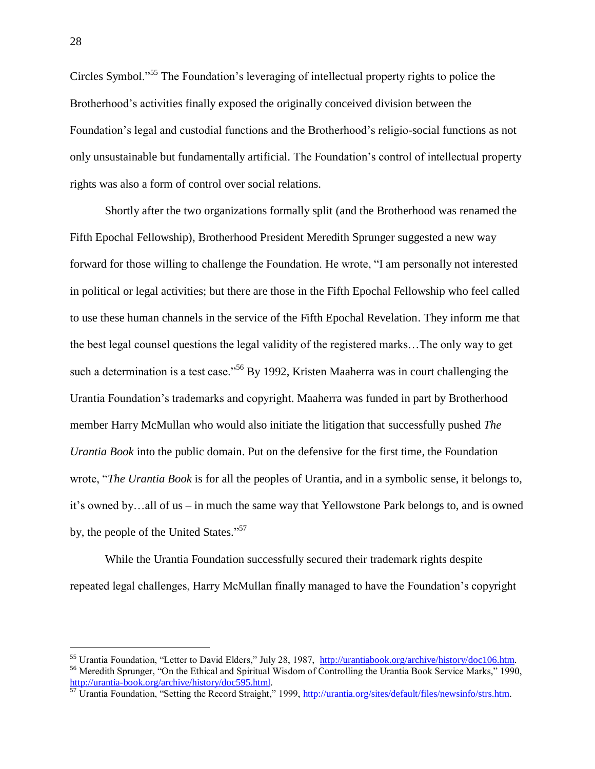Circles Symbol."[55] The Foundation's leveraging of intellectual property rights to police the Brotherhood's activities finally exposed the originally conceived division between the Foundation's legal and custodial functions and the Brotherhood's religio-social functions as not only unsustainable but fundamentally artificial. The Foundation's control of intellectual property rights was also a form of control over social relations.

Shortly after the two organizations formally split (and the Brotherhood was renamed the Fifth Epochal Fellowship), Brotherhood President Meredith Sprunger suggested a new way forward for those willing to challenge the Foundation. He wrote, "I am personally not interested in political or legal activities; but there are those in the Fifth Epochal Fellowship who feel called to use these human channels in the service of the Fifth Epochal Revelation. They inform me that the best legal counsel questions the legal validity of the registered marks…The only way to get such a determination is a test case."[56] By 1992, Kristen Maaherra was in court challenging the Urantia Foundation's trademarks and copyright. Maaherra was funded in part by Brotherhood member Harry McMullan who would also initiate the litigation that successfully pushed *The Urantia Book* into the public domain. Put on the defensive for the first time, the Foundation wrote, "*The Urantia Book* is for all the peoples of Urantia, and in a symbolic sense, it belongs to, it's owned by…all of us – in much the same way that Yellowstone Park belongs to, and is owned by, the people of the United States."[57]

While the Urantia Foundation successfully secured their trademark rights despite repeated legal challenges, Harry McMullan finally managed to have the Foundation's copyright

---

[55] Urantia Foundation, "Letter to David Elders," July 28, 1987, http://urantiabook.org/archive/history/doc106.htm.

[56] Meredith Sprunger, "On the Ethical and Spiritual Wisdom of Controlling the Urantia Book Service Marks," 1990, http://urantia-book.org/archive/history/doc595.html.

[57] Urantia Foundation, "Setting the Record Straight," 1999, http://urantia.org/sites/default/files/newsinfo/strs.htm.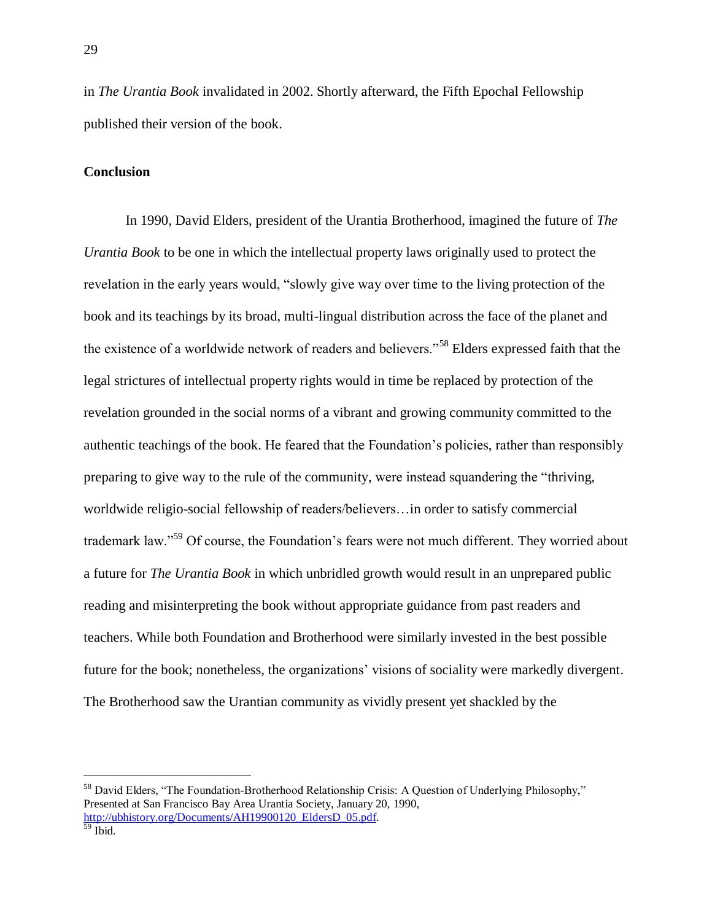in *The Urantia Book* invalidated in 2002. Shortly afterward, the Fifth Epochal Fellowship published their version of the book.

**Conclusion**

In 1990, David Elders, president of the Urantia Brotherhood, imagined the future of *The Urantia Book* to be one in which the intellectual property laws originally used to protect the revelation in the early years would, "slowly give way over time to the living protection of the book and its teachings by its broad, multi-lingual distribution across the face of the planet and the existence of a worldwide network of readers and believers."[58] Elders expressed faith that the legal strictures of intellectual property rights would in time be replaced by protection of the revelation grounded in the social norms of a vibrant and growing community committed to the authentic teachings of the book. He feared that the Foundation's policies, rather than responsibly preparing to give way to the rule of the community, were instead squandering the "thriving, worldwide religio-social fellowship of readers/believers…in order to satisfy commercial trademark law."[59] Of course, the Foundation's fears were not much different. They worried about a future for *The Urantia Book* in which unbridled growth would result in an unprepared public reading and misinterpreting the book without appropriate guidance from past readers and teachers. While both Foundation and Brotherhood were similarly invested in the best possible future for the book; nonetheless, the organizations' visions of sociality were markedly divergent. The Brotherhood saw the Urantian community as vividly present yet shackled by the

---

[58] David Elders, "The Foundation-Brotherhood Relationship Crisis: A Question of Underlying Philosophy," Presented at San Francisco Bay Area Urantia Society, January 20, 1990, http://ubhistory.org/Documents/AH19900120_EldersD_05.pdf.

[59] Ibid.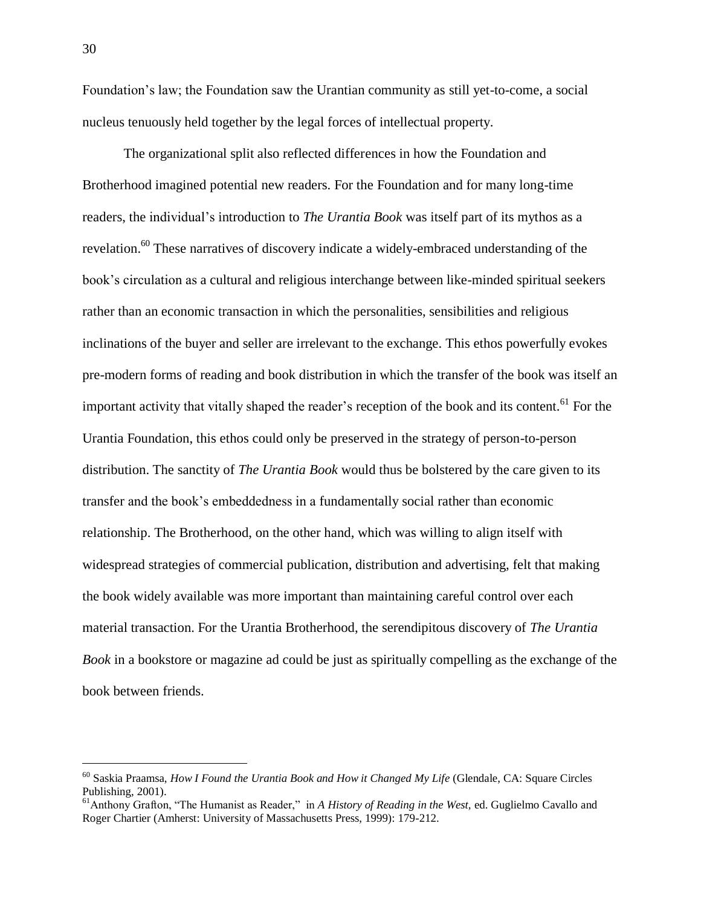Foundation's law; the Foundation saw the Urantian community as still yet-to-come, a social nucleus tenuously held together by the legal forces of intellectual property.

The organizational split also reflected differences in how the Foundation and Brotherhood imagined potential new readers. For the Foundation and for many long-time readers, the individual's introduction to *The Urantia Book* was itself part of its mythos as a revelation.[60] These narratives of discovery indicate a widely-embraced understanding of the book's circulation as a cultural and religious interchange between like-minded spiritual seekers rather than an economic transaction in which the personalities, sensibilities and religious inclinations of the buyer and seller are irrelevant to the exchange. This ethos powerfully evokes pre-modern forms of reading and book distribution in which the transfer of the book was itself an important activity that vitally shaped the reader's reception of the book and its content.[61] For the Urantia Foundation, this ethos could only be preserved in the strategy of person-to-person distribution. The sanctity of *The Urantia Book* would thus be bolstered by the care given to its transfer and the book's embeddedness in a fundamentally social rather than economic relationship. The Brotherhood, on the other hand, which was willing to align itself with widespread strategies of commercial publication, distribution and advertising, felt that making the book widely available was more important than maintaining careful control over each material transaction. For the Urantia Brotherhood, the serendipitous discovery of *The Urantia Book* in a bookstore or magazine ad could be just as spiritually compelling as the exchange of the book between friends.

---

[60] Saskia Praamsa, *How I Found the Urantia Book and How it Changed My Life* (Glendale, CA: Square Circles Publishing, 2001).

[61] Anthony Grafton, "The Humanist as Reader," in *A History of Reading in the West,* ed. Guglielmo Cavallo and Roger Chartier (Amherst: University of Massachusetts Press, 1999): 179-212.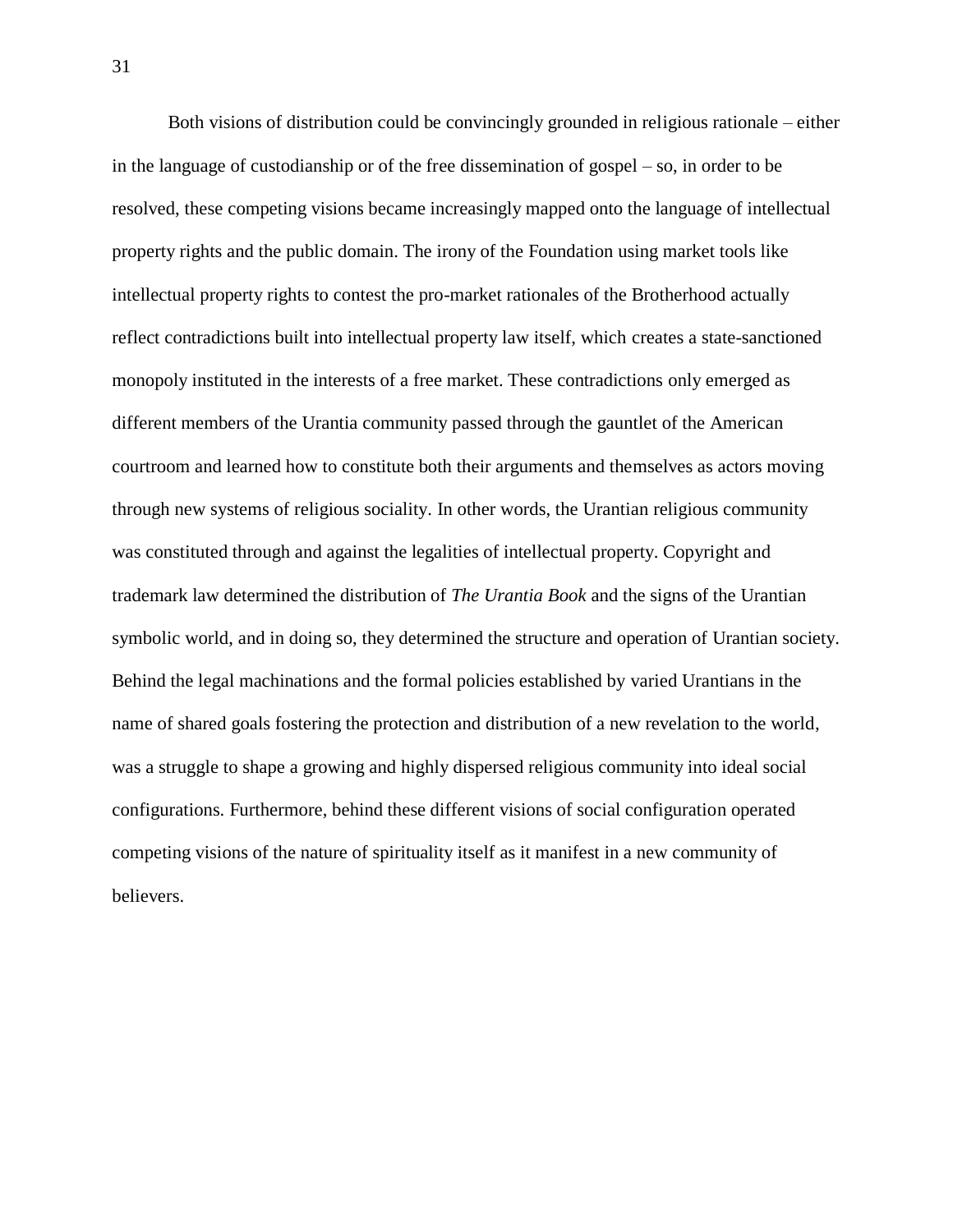Both visions of distribution could be convincingly grounded in religious rationale – either in the language of custodianship or of the free dissemination of gospel – so, in order to be resolved, these competing visions became increasingly mapped onto the language of intellectual property rights and the public domain. The irony of the Foundation using market tools like intellectual property rights to contest the pro-market rationales of the Brotherhood actually reflect contradictions built into intellectual property law itself, which creates a state-sanctioned monopoly instituted in the interests of a free market. These contradictions only emerged as different members of the Urantia community passed through the gauntlet of the American courtroom and learned how to constitute both their arguments and themselves as actors moving through new systems of religious sociality. In other words, the Urantian religious community was constituted through and against the legalities of intellectual property. Copyright and trademark law determined the distribution of *The Urantia Book* and the signs of the Urantian symbolic world, and in doing so, they determined the structure and operation of Urantian society. Behind the legal machinations and the formal policies established by varied Urantians in the name of shared goals fostering the protection and distribution of a new revelation to the world, was a struggle to shape a growing and highly dispersed religious community into ideal social configurations. Furthermore, behind these different visions of social configuration operated competing visions of the nature of spirituality itself as it manifest in a new community of believers.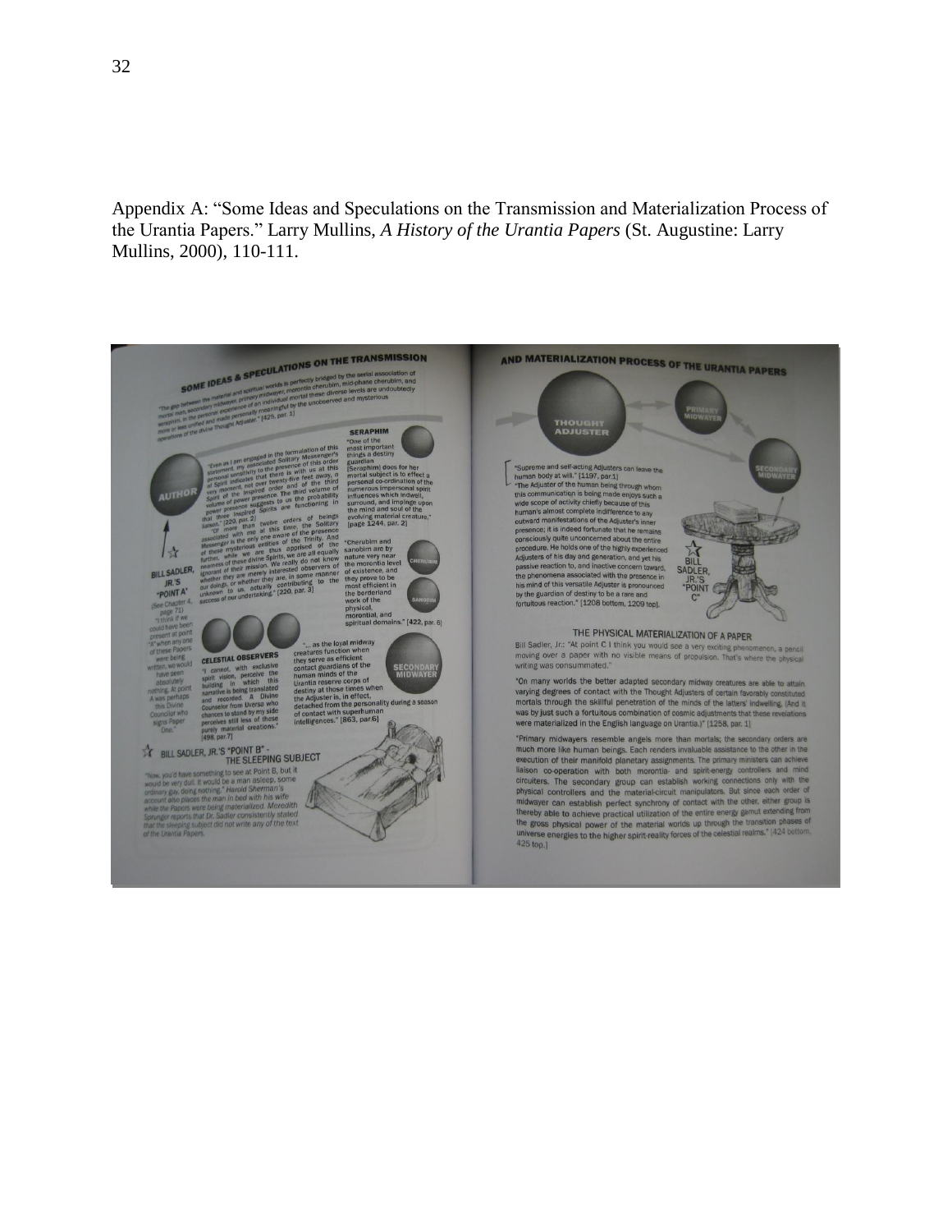Appendix A: "Some Ideas and Speculations on the Transmission and Materialization Process of the Urantia Papers." Larry Mullins, *A History of the Urantia Papers* (St. Augustine: Larry Mullins, 2000), 110-111.

## SOME IDEAS & SPECULATIONS ON THE TRANSMISSION AND MATERIALIZATION PROCESS OF THE URANTIA PAPERS

"The gap between the material and spiritual worlds is perfectly bridged by the serial association of mortal man, secondary midwayer, primary midwayer, morontia cherubim, mid-phase cherubim, and seraphim. In the personal experience of an individual mortal these diverse levels are undoubtedly more or less unified and made personally meaningful by the unobserved and mysterious operations of the divine Thought Adjuster." [425, par. 1]

**AUTHOR**

"Even as I am engaged in the formulation of this statement, my associated Solitary Messenger's personal sensitivity to the presence of this order of Spirit indicates that there is with us at this very moment, not over twenty-five feet away, a Spirit of the Inspired order and of the third volume of power presence. The third volume of power presence suggests to us the probability that three Inspired Spirits are functioning in liaison." [220, par. 2]

"Of more than twelve orders of beings associated with me at this time, the Solitary Messenger is the only one aware of the presence of these mysterious entities of the Trinity. And further, while we are thus apprised of the nearness of these divine Spirits, we are all equally ignorant of their mission. We really do not know whether they are merely interested observers of our doings, or whether they are, in some manner unknown to us, actually contributing to the success of our undertaking." [220, par. 3]

**BILL SADLER, JR.'S "POINT A"** (See Chapter 4, page 71)

"I think if we could have been present at point 'A' when any one of these Papers were being written, we would have seen absolutely nothing. At point A was perhaps this Divine Councilor who signs Paper One."

**SERAPHIM**

"One of the most important things a destiny guardian [Seraphim] does for her mortal subject is to effect a personal co-ordination of the numerous impersonal spirit influences which indwell, surround, and impinge upon the mind and soul of the evolving material creature." [page 1244, par. 2]

**CHERUBIM / SANOBIM**

"Cherubim and sanobim are by nature very near the morontia level of existence, and they prove to be most efficient in the borderland work of the physical, morontial, and spiritual domains." [422, par. 6]

**CELESTIAL OBSERVERS**

"I cannot, with exclusive spirit vision, perceive the building in which this narrative is being translated and recorded. A Divine Counselor from Uversa who chances to stand by my side perceives still less of these purely material creations." [498, par.7]

**SECONDARY MIDWAYER**

"... as the loyal midway creatures function when they serve as efficient contact guardians of the human minds of the Urantia reserve corps of destiny at those times when the Adjuster is, in effect, detached from the personality during a season of contact with superhuman intelligences." [863, par.6]

**BILL SADLER, JR.'S "POINT B" - THE SLEEPING SUBJECT**

"Now, you'd have something to see at Point B, but it would be very dull. It would be a man asleep, some ordinary guy, doing nothing." Harold Sherman's account also places the man in bed with his wife while the Papers were being materialized. Meredith Sprunger reports that Dr. Sadler consistently stated that the sleeping subject did not write any of the text of the Urantia Papers.

**THOUGHT ADJUSTER** — **PRIMARY MIDWAYER** — **SECONDARY MIDWAYER**

"Supreme and self-acting Adjusters can leave the human body at will." [1197, par.1]

"The Adjuster of the human being through whom this communication is being made enjoys such a wide scope of activity chiefly because of this human's almost complete indifference to any outward manifestations of the Adjuster's inner presence; it is indeed fortunate that he remains consciously quite unconcerned about the entire procedure. He holds one of the highly experienced Adjusters of his day and generation, and yet his passive reaction to, and inactive concern toward, the phenomena associated with the presence in his mind of this versatile Adjuster is pronounced by the guardian of destiny to be a rare and fortuitous reaction." [1208 bottom, 1209 top].

**BILL SADLER, JR.'S "POINT C"**

### THE PHYSICAL MATERIALIZATION OF A PAPER

Bill Sadler, Jr.: "At point C I think you would see a very exciting phenomenon, a pencil moving over a paper with no visible means of propulsion. That's where the physical writing was consummated."

"On many worlds the better adapted secondary midway creatures are able to attain varying degrees of contact with the Thought Adjusters of certain favorably constituted mortals through the skillful penetration of the minds of the latters' indwelling. (And it was by just such a fortuitous combination of cosmic adjustments that these revelations were materialized in the English language on Urantia.)" [1258, par. 1]

"Primary midwayers resemble angels more than mortals; the secondary orders are much more like human beings. Each renders invaluable assistance to the other in the execution of their manifold planetary assignments. The primary ministers can achieve liaison co-operation with both morontia- and spirit-energy controllers and mind circuiters. The secondary group can establish working connections only with the physical controllers and the material-circuit manipulators. But since each order of midwayer can establish perfect synchrony of contact with the other, either group is thereby able to achieve practical utilization of the entire energy gamut extending from the gross physical power of the material worlds up through the transition phases of universe energies to the higher spirit-reality forces of the celestial realms." [424 bottom, 425 top.]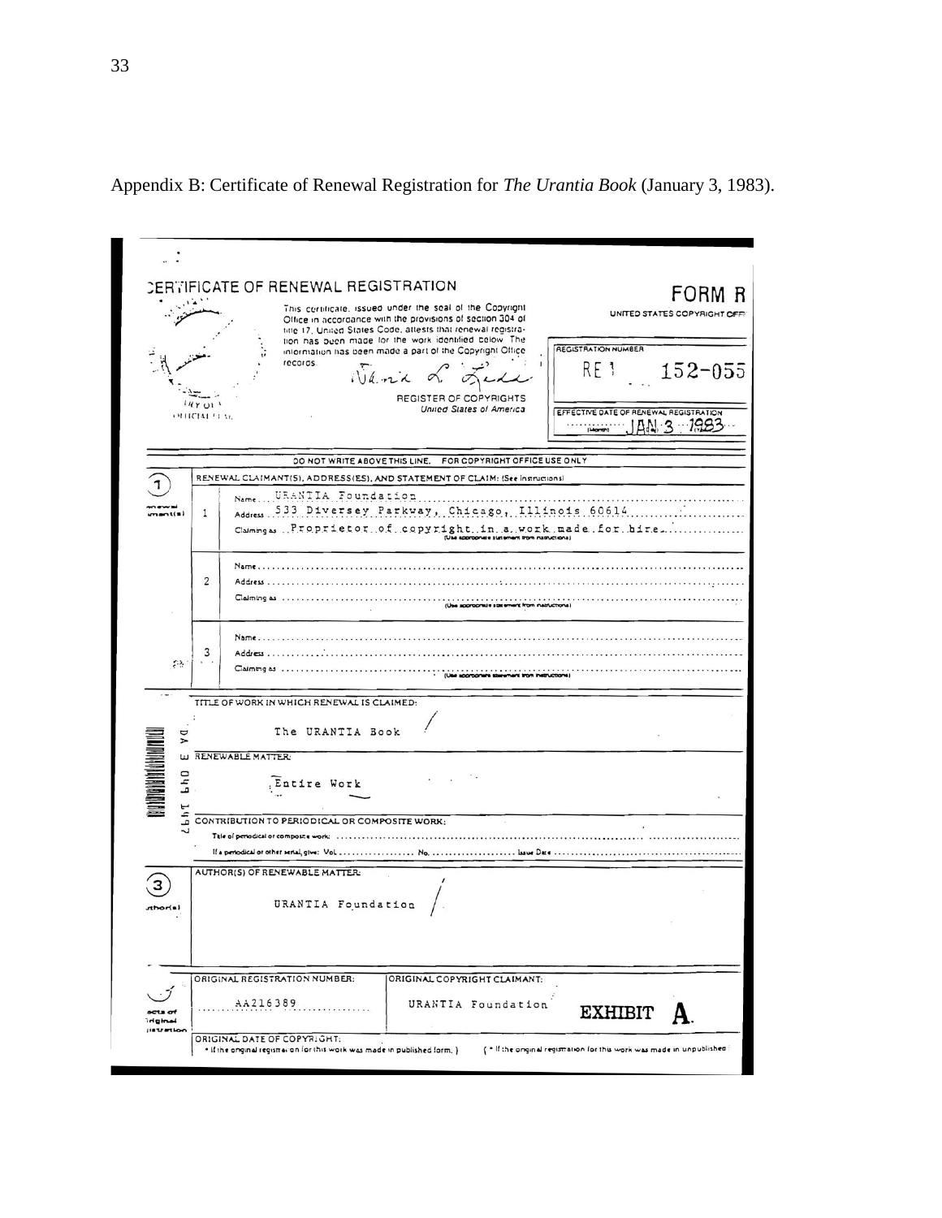Appendix B: Certificate of Renewal Registration for *The Urantia Book* (January 3, 1983).

CERTIFICATE OF RENEWAL REGISTRATION

FORM R
UNITED STATES COPYRIGHT OFFICE

This certificate, issued under the seal of the Copyright Office in accordance with the provisions of section 304 of title 17, United States Code, attests that renewal registration has been made for the work identified below. The information has been made a part of the Copyright Office records.

REGISTER OF COPYRIGHTS
United States of America

OFFICIAL SEAL

REGISTRATION NUMBER
RE 1 152-055

EFFECTIVE DATE OF RENEWAL REGISTRATION
JAN 3 1983

DO NOT WRITE ABOVE THIS LINE. FOR COPYRIGHT OFFICE USE ONLY

**1** Renewal Claimant(s)

RENEWAL CLAIMANT(S), ADDRESS(ES), AND STATEMENT OF CLAIM: (See Instructions)

1. Name: URANTIA Foundation
   Address: 533 Diversey Parkway, Chicago, Illinois 60614
   Claiming as: Proprietor of copyright in a work made for hire
   (Use appropriate statement from instructions)

2. Name:
   Address:
   Claiming as:
   (Use appropriate statement from instructions)

3. Name:
   Address:
   Claiming as:
   (Use appropriate statement from instructions)

TITLE OF WORK IN WHICH RENEWAL IS CLAIMED:

The URANTIA Book

RENEWABLE MATTER:

Entire Work

CONTRIBUTION TO PERIODICAL OR COMPOSITE WORK:

Title of periodical or composite work:

If a periodical or other serial, give: Vol. No. Issue Date

**3** Author(s)

AUTHOR(S) OF RENEWABLE MATTER:

URANTIA Foundation

Facts of Original Registration

ORIGINAL REGISTRATION NUMBER: AA216389

ORIGINAL COPYRIGHT CLAIMANT: URANTIA Foundation

ORIGINAL DATE OF COPYRIGHT:
* If the original registration for this work was made in published form, ) (* If the original registration for this work was made in unpublished

**EXHIBIT A.**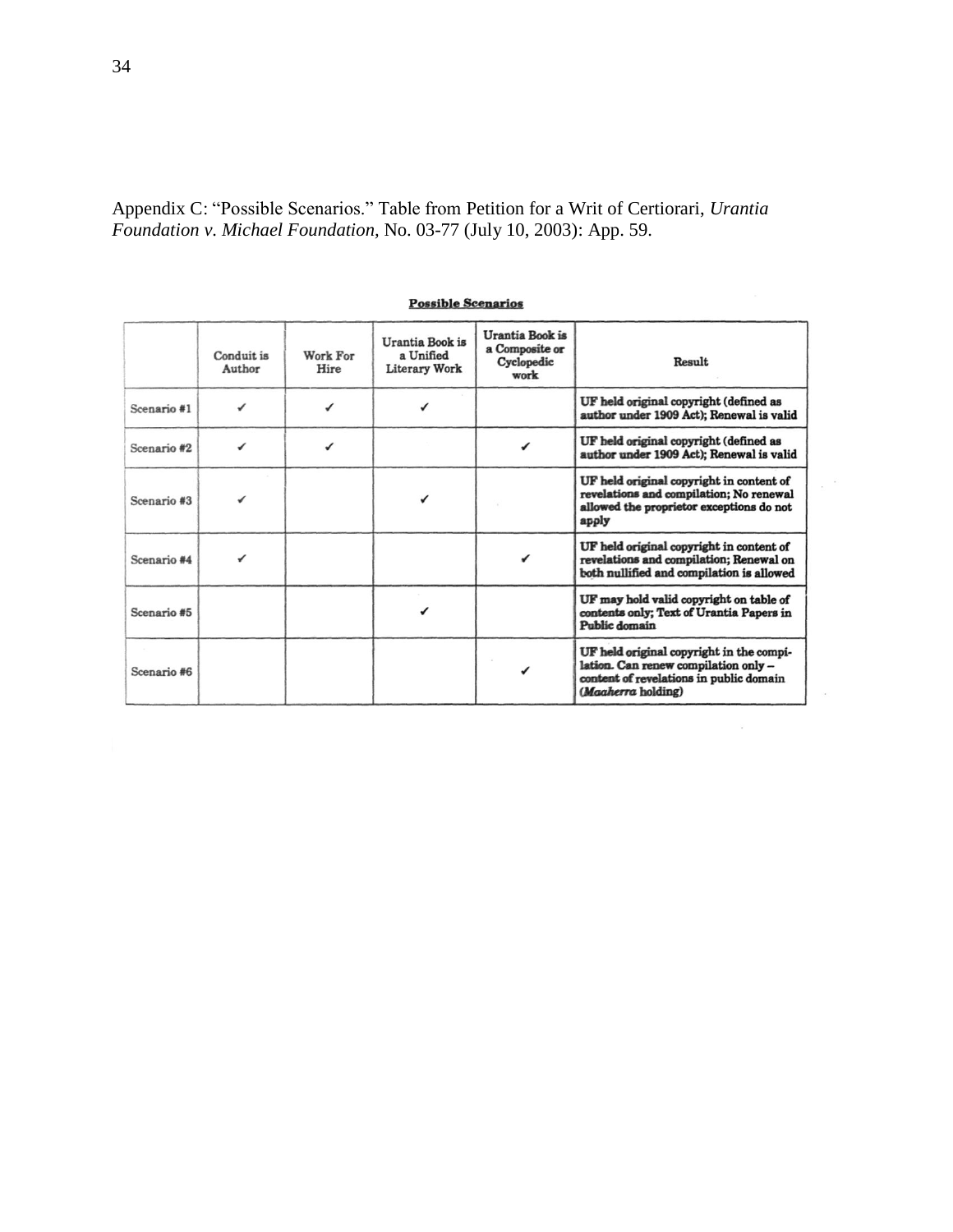Appendix C: "Possible Scenarios." Table from Petition for a Writ of Certiorari, *Urantia Foundation v. Michael Foundation*, No. 03-77 (July 10, 2003): App. 59.

**Possible Scenarios**

| | Conduit is Author | Work For Hire | Urantia Book is a Unified Literary Work | Urantia Book is a Composite or Cyclopedic work | Result |
|---|---|---|---|---|---|
| Scenario #1 | ✓ | ✓ | ✓ | | UF held original copyright (defined as author under 1909 Act); Renewal is valid |
| Scenario #2 | ✓ | ✓ | | ✓ | UF held original copyright (defined as author under 1909 Act); Renewal is valid |
| Scenario #3 | ✓ | | ✓ | | UF held original copyright in content of revelations and compilation; No renewal allowed the proprietor exceptions do not apply |
| Scenario #4 | ✓ | | | ✓ | UF held original copyright in content of revelations and compilation; Renewal on both nullified and compilation is allowed |
| Scenario #5 | | | ✓ | | UF may hold valid copyright on table of contents only; Text of Urantia Papers in Public domain |
| Scenario #6 | | | | ✓ | UF held original copyright in the compilation. Can renew compilation only – content of revelations in public domain (*Maaherra* holding) |